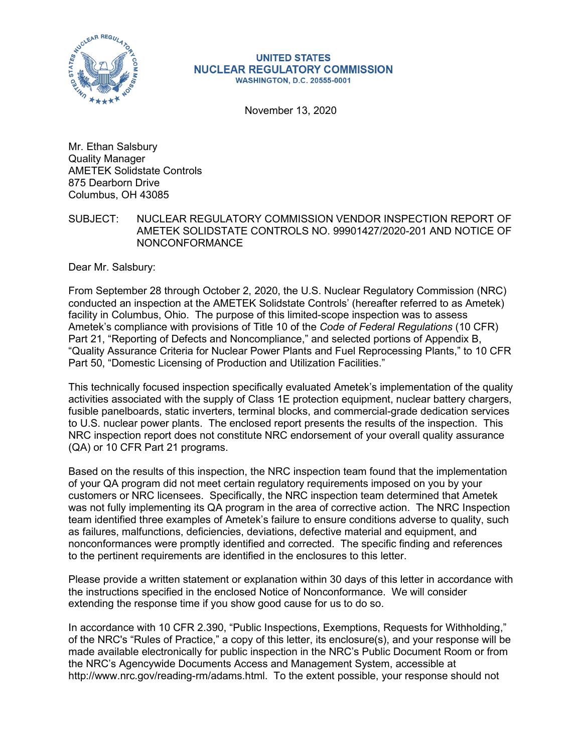**UNITED STATES**
**NUCLEAR REGULATORY COMMISSION**
**WASHINGTON, D.C. 20555-0001**

November 13, 2020

Mr. Ethan Salsbury
Quality Manager
AMETEK Solidstate Controls
875 Dearborn Drive
Columbus, OH 43085

SUBJECT: NUCLEAR REGULATORY COMMISSION VENDOR INSPECTION REPORT OF AMETEK SOLIDSTATE CONTROLS NO. 99901427/2020-201 AND NOTICE OF NONCONFORMANCE

Dear Mr. Salsbury:

From September 28 through October 2, 2020, the U.S. Nuclear Regulatory Commission (NRC) conducted an inspection at the AMETEK Solidstate Controls' (hereafter referred to as Ametek) facility in Columbus, Ohio. The purpose of this limited-scope inspection was to assess Ametek's compliance with provisions of Title 10 of the *Code of Federal Regulations* (10 CFR) Part 21, "Reporting of Defects and Noncompliance," and selected portions of Appendix B, "Quality Assurance Criteria for Nuclear Power Plants and Fuel Reprocessing Plants," to 10 CFR Part 50, "Domestic Licensing of Production and Utilization Facilities."

This technically focused inspection specifically evaluated Ametek's implementation of the quality activities associated with the supply of Class 1E protection equipment, nuclear battery chargers, fusible panelboards, static inverters, terminal blocks, and commercial-grade dedication services to U.S. nuclear power plants. The enclosed report presents the results of the inspection. This NRC inspection report does not constitute NRC endorsement of your overall quality assurance (QA) or 10 CFR Part 21 programs.

Based on the results of this inspection, the NRC inspection team found that the implementation of your QA program did not meet certain regulatory requirements imposed on you by your customers or NRC licensees. Specifically, the NRC inspection team determined that Ametek was not fully implementing its QA program in the area of corrective action. The NRC Inspection team identified three examples of Ametek's failure to ensure conditions adverse to quality, such as failures, malfunctions, deficiencies, deviations, defective material and equipment, and nonconformances were promptly identified and corrected. The specific finding and references to the pertinent requirements are identified in the enclosures to this letter.

Please provide a written statement or explanation within 30 days of this letter in accordance with the instructions specified in the enclosed Notice of Nonconformance. We will consider extending the response time if you show good cause for us to do so.

In accordance with 10 CFR 2.390, "Public Inspections, Exemptions, Requests for Withholding," of the NRC's "Rules of Practice," a copy of this letter, its enclosure(s), and your response will be made available electronically for public inspection in the NRC's Public Document Room or from the NRC's Agencywide Documents Access and Management System, accessible at http://www.nrc.gov/reading-rm/adams.html. To the extent possible, your response should not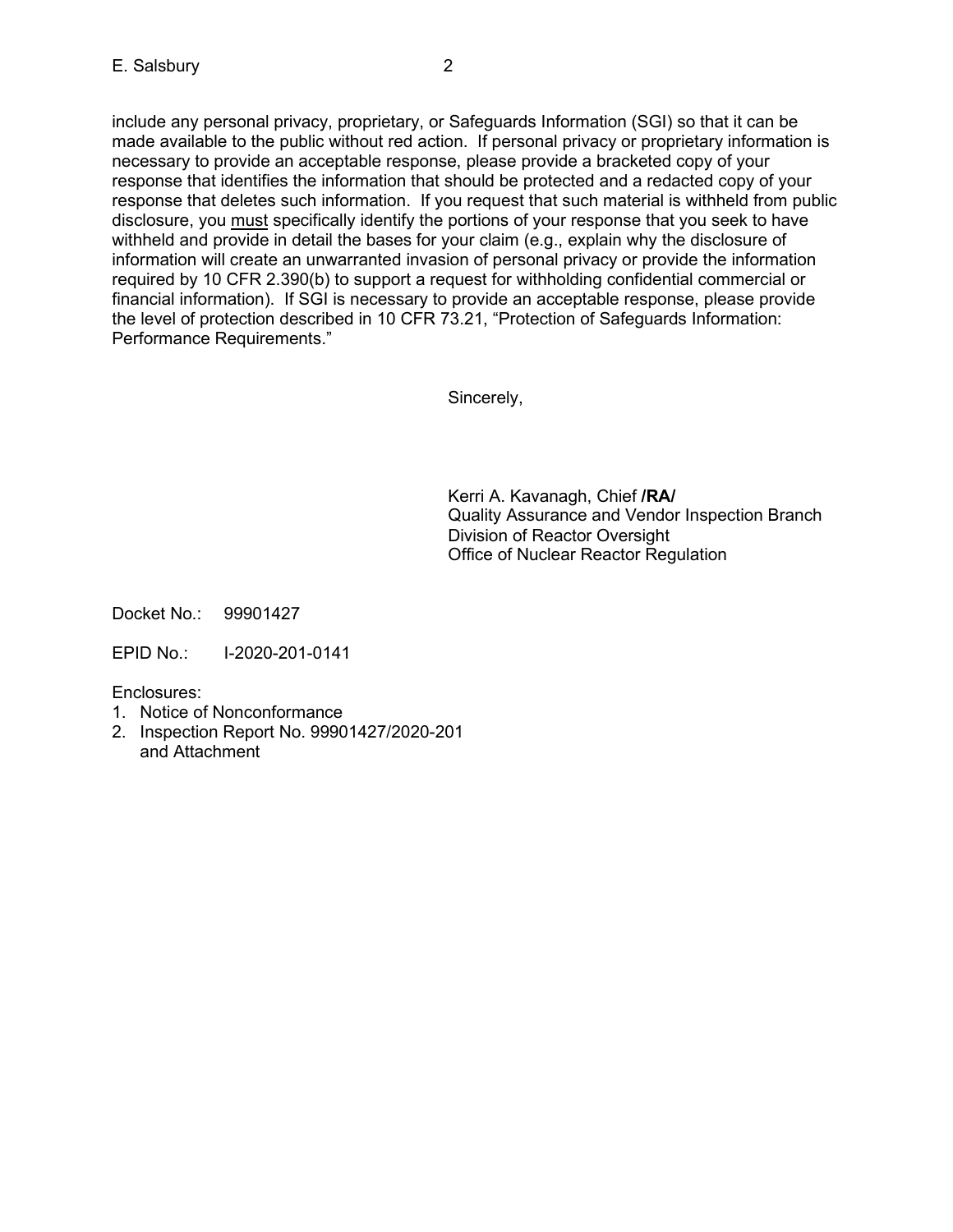include any personal privacy, proprietary, or Safeguards Information (SGI) so that it can be made available to the public without red action. If personal privacy or proprietary information is necessary to provide an acceptable response, please provide a bracketed copy of your response that identifies the information that should be protected and a redacted copy of your response that deletes such information. If you request that such material is withheld from public disclosure, you must specifically identify the portions of your response that you seek to have withheld and provide in detail the bases for your claim (e.g., explain why the disclosure of information will create an unwarranted invasion of personal privacy or provide the information required by 10 CFR 2.390(b) to support a request for withholding confidential commercial or financial information). If SGI is necessary to provide an acceptable response, please provide the level of protection described in 10 CFR 73.21, "Protection of Safeguards Information: Performance Requirements."

Sincerely,

Kerri A. Kavanagh, Chief **/RA/**
Quality Assurance and Vendor Inspection Branch
Division of Reactor Oversight
Office of Nuclear Reactor Regulation

Docket No.: 99901427

EPID No.: I-2020-201-0141

Enclosures:
1. Notice of Nonconformance
2. Inspection Report No. 99901427/2020-201 and Attachment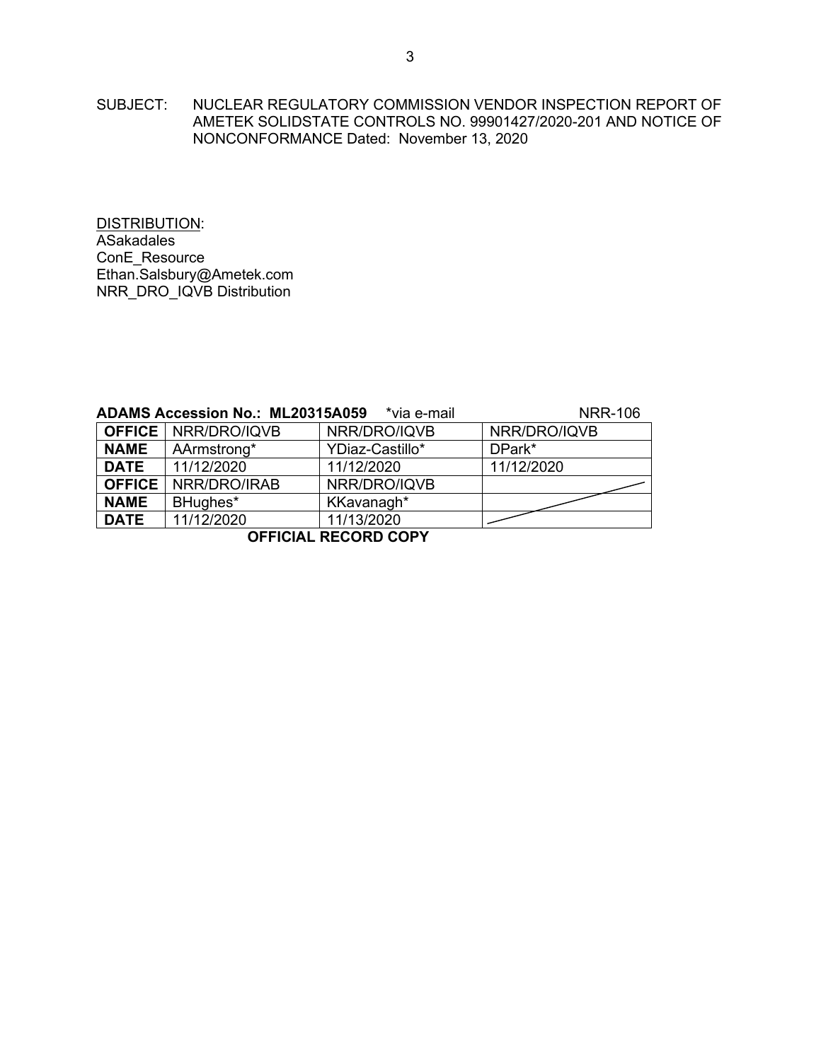SUBJECT: NUCLEAR REGULATORY COMMISSION VENDOR INSPECTION REPORT OF AMETEK SOLIDSTATE CONTROLS NO. 99901427/2020-201 AND NOTICE OF NONCONFORMANCE Dated: November 13, 2020

DISTRIBUTION:
ASakadales
ConE_Resource
Ethan.Salsbury@Ametek.com
NRR_DRO_IQVB Distribution

**ADAMS Accession No.: ML20315A059** *via e-mail NRR-106

| **OFFICE** | NRR/DRO/IQVB | NRR/DRO/IQVB | NRR/DRO/IQVB |
|---|---|---|---|
| **NAME** | AArmstrong* | YDiaz-Castillo* | DPark* |
| **DATE** | 11/12/2020 | 11/12/2020 | 11/12/2020 |
| **OFFICE** | NRR/DRO/IRAB | NRR/DRO/IQVB | |
| **NAME** | BHughes* | KKavanagh* | |
| **DATE** | 11/12/2020 | 11/13/2020 | |

**OFFICIAL RECORD COPY**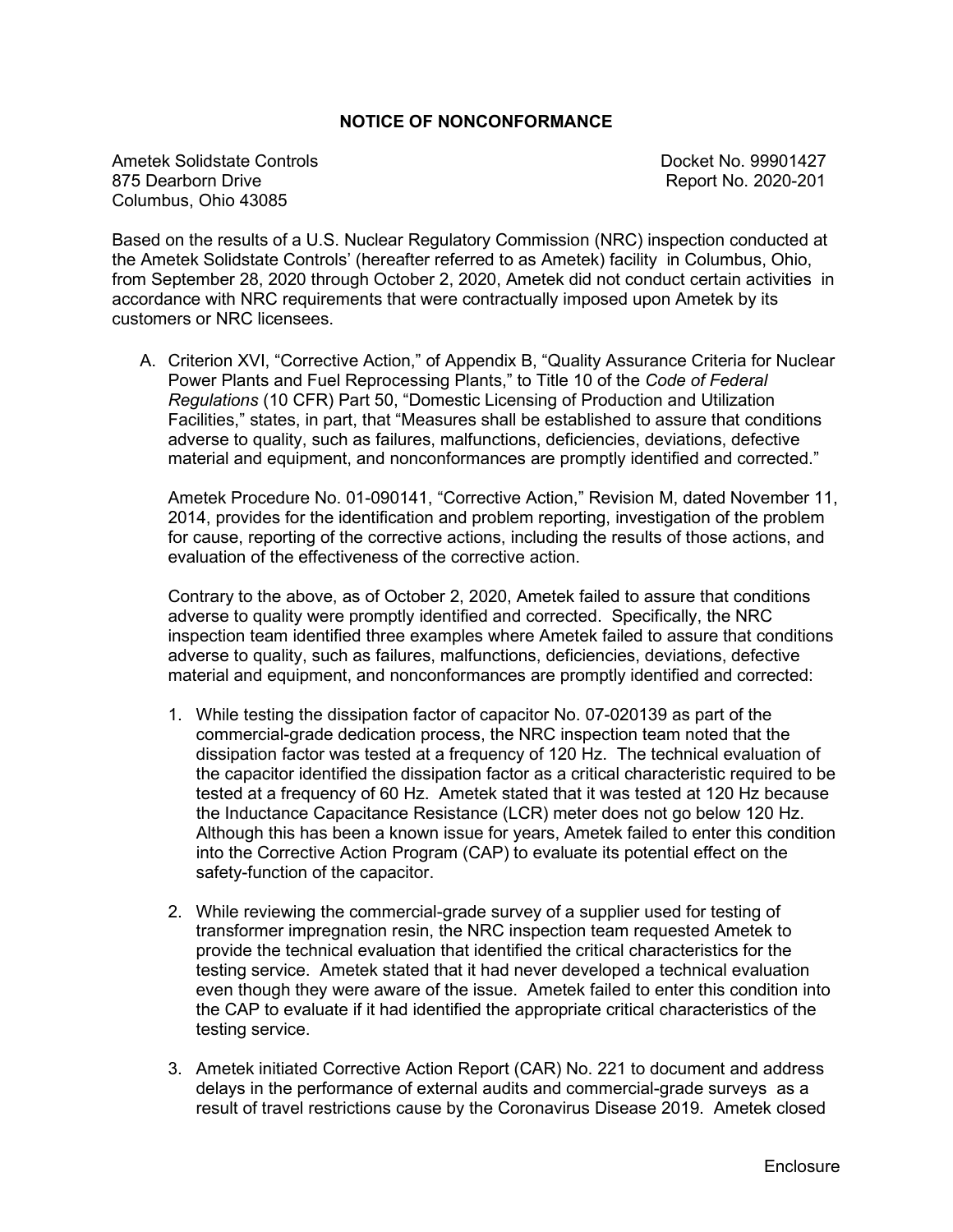## NOTICE OF NONCONFORMANCE

Ametek Solidstate Controls
875 Dearborn Drive
Columbus, Ohio 43085

Docket No. 99901427
Report No. 2020-201

Based on the results of a U.S. Nuclear Regulatory Commission (NRC) inspection conducted at the Ametek Solidstate Controls' (hereafter referred to as Ametek) facility in Columbus, Ohio, from September 28, 2020 through October 2, 2020, Ametek did not conduct certain activities in accordance with NRC requirements that were contractually imposed upon Ametek by its customers or NRC licensees.

A. Criterion XVI, "Corrective Action," of Appendix B, "Quality Assurance Criteria for Nuclear Power Plants and Fuel Reprocessing Plants," to Title 10 of the *Code of Federal Regulations* (10 CFR) Part 50, "Domestic Licensing of Production and Utilization Facilities," states, in part, that "Measures shall be established to assure that conditions adverse to quality, such as failures, malfunctions, deficiencies, deviations, defective material and equipment, and nonconformances are promptly identified and corrected."

   Ametek Procedure No. 01-090141, "Corrective Action," Revision M, dated November 11, 2014, provides for the identification and problem reporting, investigation of the problem for cause, reporting of the corrective actions, including the results of those actions, and evaluation of the effectiveness of the corrective action.

   Contrary to the above, as of October 2, 2020, Ametek failed to assure that conditions adverse to quality were promptly identified and corrected. Specifically, the NRC inspection team identified three examples where Ametek failed to assure that conditions adverse to quality, such as failures, malfunctions, deficiencies, deviations, defective material and equipment, and nonconformances are promptly identified and corrected:

   1. While testing the dissipation factor of capacitor No. 07-020139 as part of the commercial-grade dedication process, the NRC inspection team noted that the dissipation factor was tested at a frequency of 120 Hz. The technical evaluation of the capacitor identified the dissipation factor as a critical characteristic required to be tested at a frequency of 60 Hz. Ametek stated that it was tested at 120 Hz because the Inductance Capacitance Resistance (LCR) meter does not go below 120 Hz. Although this has been a known issue for years, Ametek failed to enter this condition into the Corrective Action Program (CAP) to evaluate its potential effect on the safety-function of the capacitor.

   2. While reviewing the commercial-grade survey of a supplier used for testing of transformer impregnation resin, the NRC inspection team requested Ametek to provide the technical evaluation that identified the critical characteristics for the testing service. Ametek stated that it had never developed a technical evaluation even though they were aware of the issue. Ametek failed to enter this condition into the CAP to evaluate if it had identified the appropriate critical characteristics of the testing service.

   3. Ametek initiated Corrective Action Report (CAR) No. 221 to document and address delays in the performance of external audits and commercial-grade surveys as a result of travel restrictions cause by the Coronavirus Disease 2019. Ametek closed

Enclosure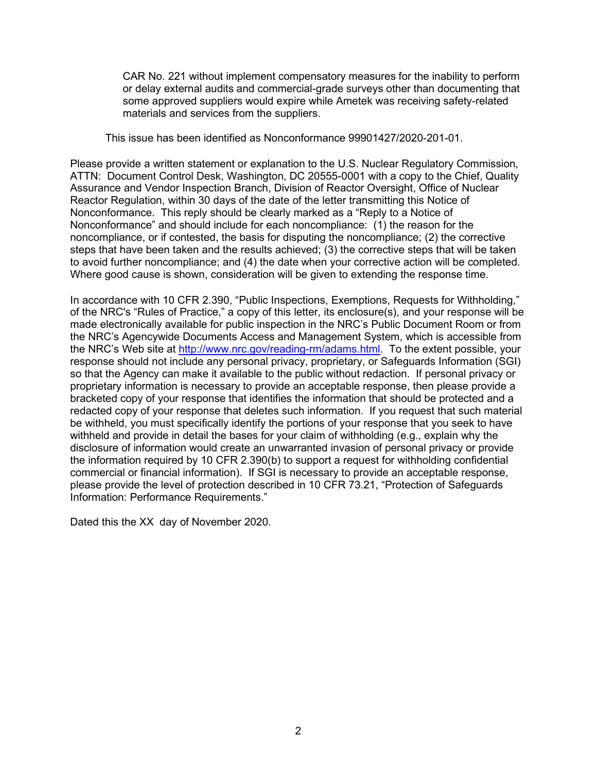CAR No. 221 without implement compensatory measures for the inability to perform or delay external audits and commercial-grade surveys other than documenting that some approved suppliers would expire while Ametek was receiving safety-related materials and services from the suppliers.

This issue has been identified as Nonconformance 99901427/2020-201-01.

Please provide a written statement or explanation to the U.S. Nuclear Regulatory Commission, ATTN: Document Control Desk, Washington, DC 20555-0001 with a copy to the Chief, Quality Assurance and Vendor Inspection Branch, Division of Reactor Oversight, Office of Nuclear Reactor Regulation, within 30 days of the date of the letter transmitting this Notice of Nonconformance. This reply should be clearly marked as a "Reply to a Notice of Nonconformance" and should include for each noncompliance: (1) the reason for the noncompliance, or if contested, the basis for disputing the noncompliance; (2) the corrective steps that have been taken and the results achieved; (3) the corrective steps that will be taken to avoid further noncompliance; and (4) the date when your corrective action will be completed. Where good cause is shown, consideration will be given to extending the response time.

In accordance with 10 CFR 2.390, "Public Inspections, Exemptions, Requests for Withholding," of the NRC's "Rules of Practice," a copy of this letter, its enclosure(s), and your response will be made electronically available for public inspection in the NRC's Public Document Room or from the NRC's Agencywide Documents Access and Management System, which is accessible from the NRC's Web site at http://www.nrc.gov/reading-rm/adams.html. To the extent possible, your response should not include any personal privacy, proprietary, or Safeguards Information (SGI) so that the Agency can make it available to the public without redaction. If personal privacy or proprietary information is necessary to provide an acceptable response, then please provide a bracketed copy of your response that identifies the information that should be protected and a redacted copy of your response that deletes such information. If you request that such material be withheld, you must specifically identify the portions of your response that you seek to have withheld and provide in detail the bases for your claim of withholding (e.g., explain why the disclosure of information would create an unwarranted invasion of personal privacy or provide the information required by 10 CFR 2.390(b) to support a request for withholding confidential commercial or financial information). If SGI is necessary to provide an acceptable response, please provide the level of protection described in 10 CFR 73.21, "Protection of Safeguards Information: Performance Requirements."

Dated this the XX day of November 2020.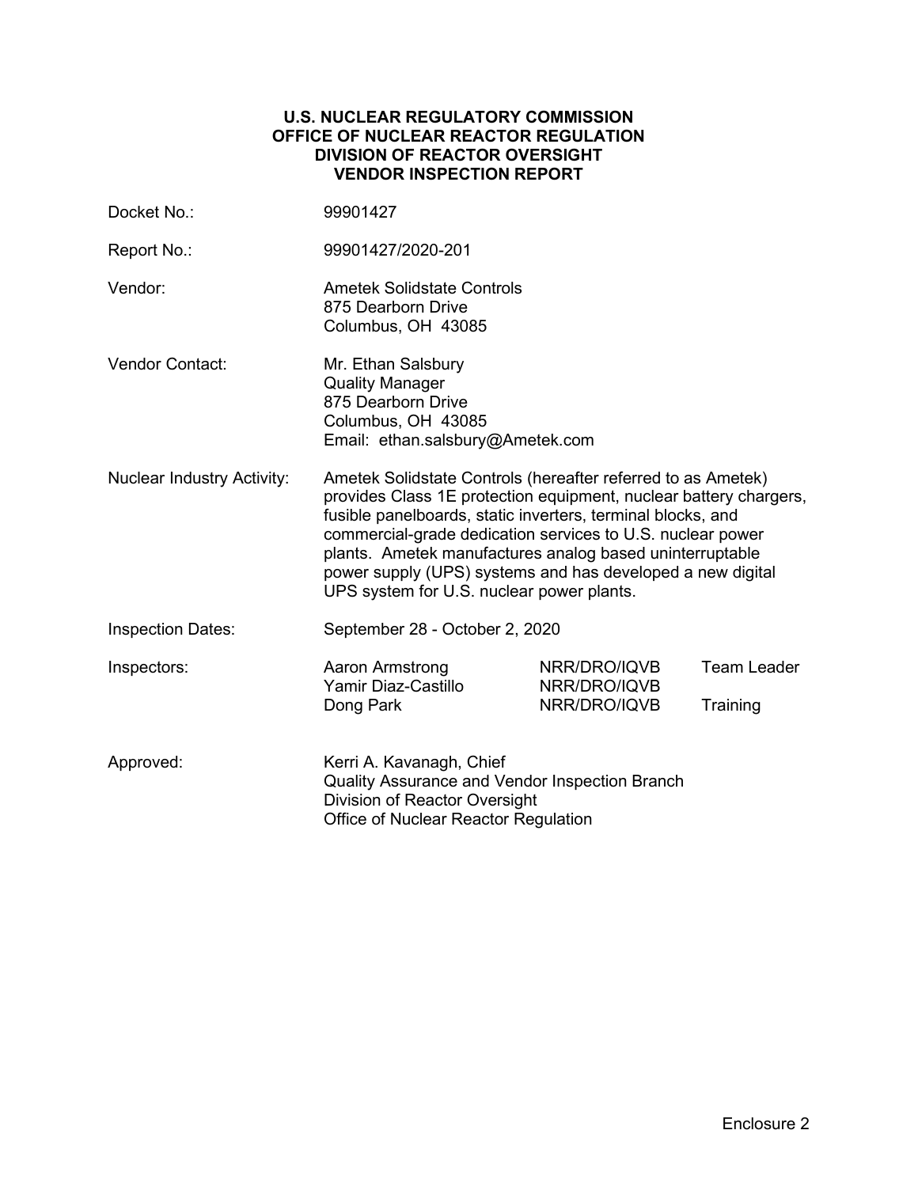**U.S. NUCLEAR REGULATORY COMMISSION**
**OFFICE OF NUCLEAR REACTOR REGULATION**
**DIVISION OF REACTOR OVERSIGHT**
**VENDOR INSPECTION REPORT**

| | | | |
|---|---|---|---|
| Docket No.: | 99901427 | | |
| Report No.: | 99901427/2020-201 | | |
| Vendor: | Ametek Solidstate Controls<br>875 Dearborn Drive<br>Columbus, OH 43085 | | |
| Vendor Contact: | Mr. Ethan Salsbury<br>Quality Manager<br>875 Dearborn Drive<br>Columbus, OH 43085<br>Email: ethan.salsbury@Ametek.com | | |
| Nuclear Industry Activity: | Ametek Solidstate Controls (hereafter referred to as Ametek) provides Class 1E protection equipment, nuclear battery chargers, fusible panelboards, static inverters, terminal blocks, and commercial-grade dedication services to U.S. nuclear power plants. Ametek manufactures analog based uninterruptable power supply (UPS) systems and has developed a new digital UPS system for U.S. nuclear power plants. | | |
| Inspection Dates: | September 28 - October 2, 2020 | | |
| Inspectors: | Aaron Armstrong | NRR/DRO/IQVB | Team Leader |
| | Yamir Diaz-Castillo | NRR/DRO/IQVB | |
| | Dong Park | NRR/DRO/IQVB | Training |
| Approved: | Kerri A. Kavanagh, Chief<br>Quality Assurance and Vendor Inspection Branch<br>Division of Reactor Oversight<br>Office of Nuclear Reactor Regulation | | |

Enclosure 2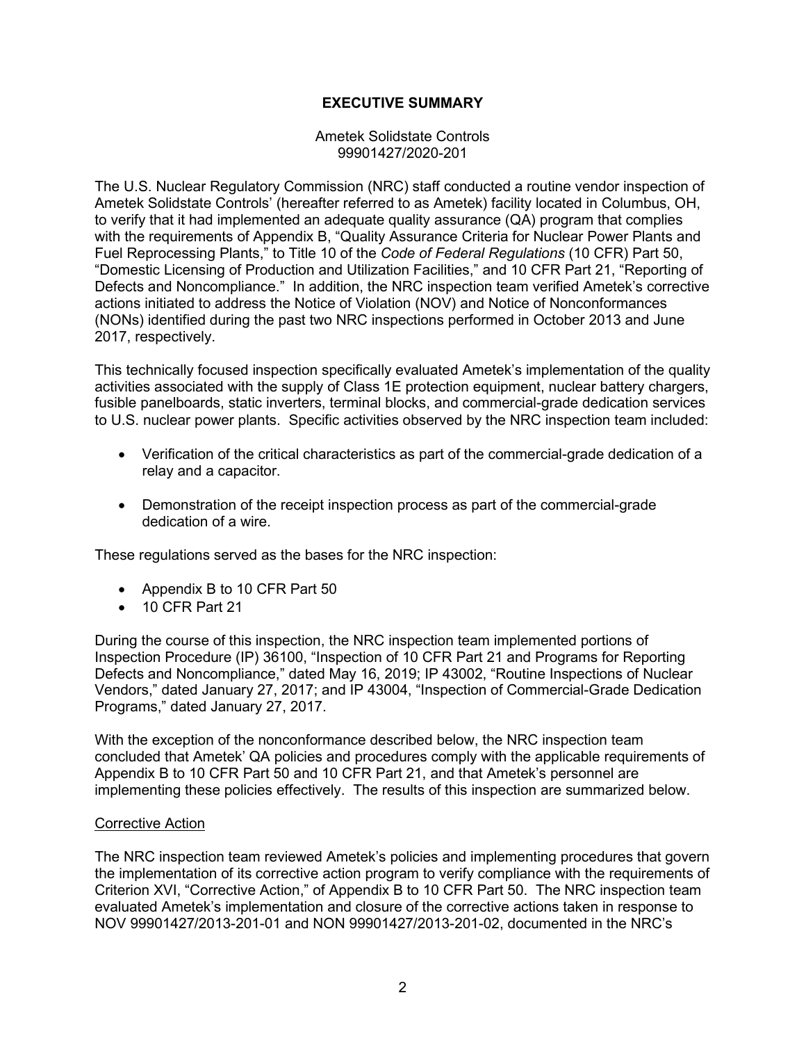# EXECUTIVE SUMMARY

Ametek Solidstate Controls
99901427/2020-201

The U.S. Nuclear Regulatory Commission (NRC) staff conducted a routine vendor inspection of Ametek Solidstate Controls' (hereafter referred to as Ametek) facility located in Columbus, OH, to verify that it had implemented an adequate quality assurance (QA) program that complies with the requirements of Appendix B, "Quality Assurance Criteria for Nuclear Power Plants and Fuel Reprocessing Plants," to Title 10 of the *Code of Federal Regulations* (10 CFR) Part 50, "Domestic Licensing of Production and Utilization Facilities," and 10 CFR Part 21, "Reporting of Defects and Noncompliance." In addition, the NRC inspection team verified Ametek's corrective actions initiated to address the Notice of Violation (NOV) and Notice of Nonconformances (NONs) identified during the past two NRC inspections performed in October 2013 and June 2017, respectively.

This technically focused inspection specifically evaluated Ametek's implementation of the quality activities associated with the supply of Class 1E protection equipment, nuclear battery chargers, fusible panelboards, static inverters, terminal blocks, and commercial-grade dedication services to U.S. nuclear power plants. Specific activities observed by the NRC inspection team included:

- Verification of the critical characteristics as part of the commercial-grade dedication of a relay and a capacitor.
- Demonstration of the receipt inspection process as part of the commercial-grade dedication of a wire.

These regulations served as the bases for the NRC inspection:

- Appendix B to 10 CFR Part 50
- 10 CFR Part 21

During the course of this inspection, the NRC inspection team implemented portions of Inspection Procedure (IP) 36100, "Inspection of 10 CFR Part 21 and Programs for Reporting Defects and Noncompliance," dated May 16, 2019; IP 43002, "Routine Inspections of Nuclear Vendors," dated January 27, 2017; and IP 43004, "Inspection of Commercial-Grade Dedication Programs," dated January 27, 2017.

With the exception of the nonconformance described below, the NRC inspection team concluded that Ametek' QA policies and procedures comply with the applicable requirements of Appendix B to 10 CFR Part 50 and 10 CFR Part 21, and that Ametek's personnel are implementing these policies effectively. The results of this inspection are summarized below.

## Corrective Action

The NRC inspection team reviewed Ametek's policies and implementing procedures that govern the implementation of its corrective action program to verify compliance with the requirements of Criterion XVI, "Corrective Action," of Appendix B to 10 CFR Part 50. The NRC inspection team evaluated Ametek's implementation and closure of the corrective actions taken in response to NOV 99901427/2013-201-01 and NON 99901427/2013-201-02, documented in the NRC's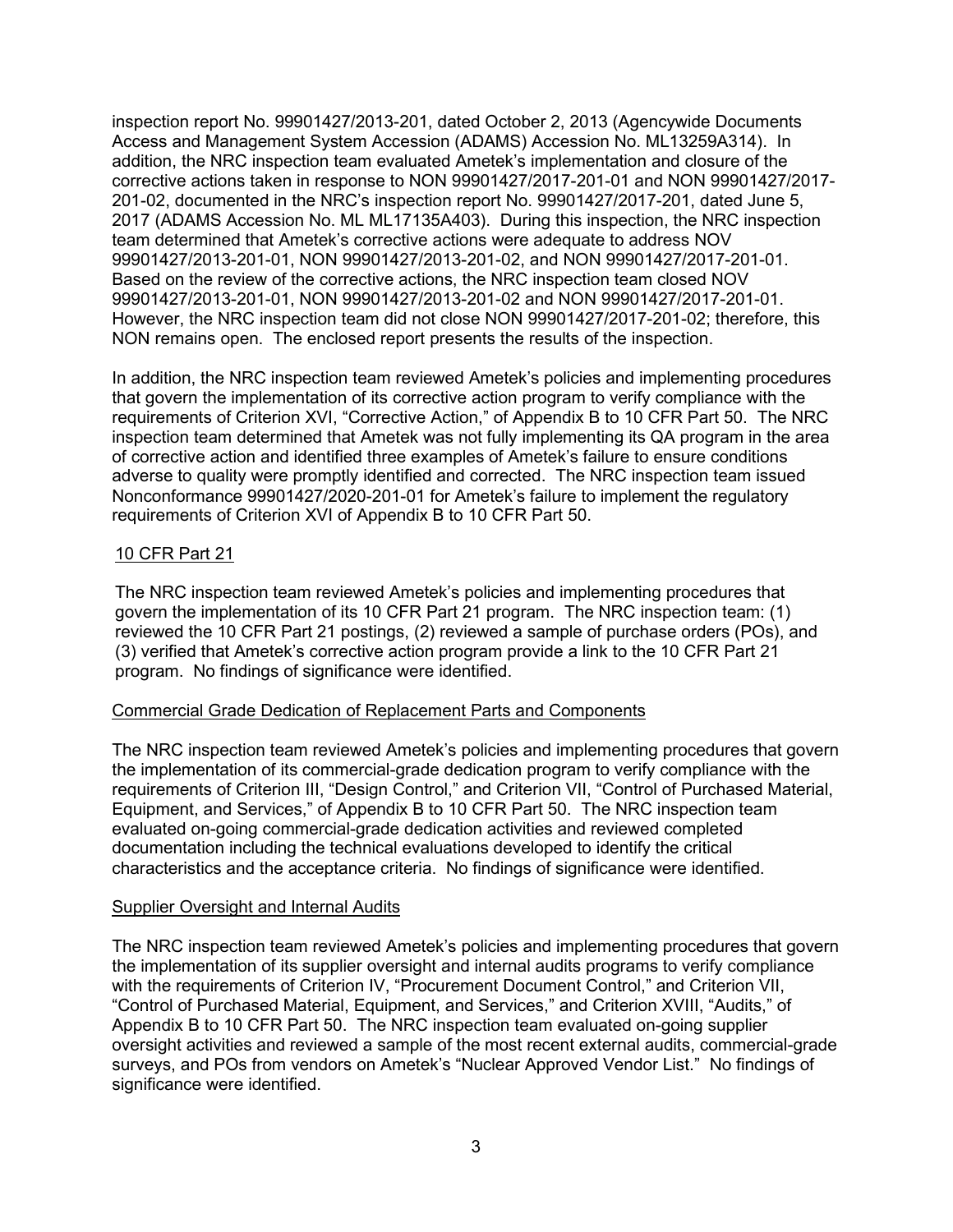inspection report No. 99901427/2013-201, dated October 2, 2013 (Agencywide Documents Access and Management System Accession (ADAMS) Accession No. ML13259A314). In addition, the NRC inspection team evaluated Ametek's implementation and closure of the corrective actions taken in response to NON 99901427/2017-201-01 and NON 99901427/2017-201-02, documented in the NRC's inspection report No. 99901427/2017-201, dated June 5, 2017 (ADAMS Accession No. ML ML17135A403). During this inspection, the NRC inspection team determined that Ametek's corrective actions were adequate to address NOV 99901427/2013-201-01, NON 99901427/2013-201-02, and NON 99901427/2017-201-01. Based on the review of the corrective actions, the NRC inspection team closed NOV 99901427/2013-201-01, NON 99901427/2013-201-02 and NON 99901427/2017-201-01. However, the NRC inspection team did not close NON 99901427/2017-201-02; therefore, this NON remains open. The enclosed report presents the results of the inspection.

In addition, the NRC inspection team reviewed Ametek's policies and implementing procedures that govern the implementation of its corrective action program to verify compliance with the requirements of Criterion XVI, "Corrective Action," of Appendix B to 10 CFR Part 50. The NRC inspection team determined that Ametek was not fully implementing its QA program in the area of corrective action and identified three examples of Ametek's failure to ensure conditions adverse to quality were promptly identified and corrected. The NRC inspection team issued Nonconformance 99901427/2020-201-01 for Ametek's failure to implement the regulatory requirements of Criterion XVI of Appendix B to 10 CFR Part 50.

## 10 CFR Part 21

The NRC inspection team reviewed Ametek's policies and implementing procedures that govern the implementation of its 10 CFR Part 21 program. The NRC inspection team: (1) reviewed the 10 CFR Part 21 postings, (2) reviewed a sample of purchase orders (POs), and (3) verified that Ametek's corrective action program provide a link to the 10 CFR Part 21 program. No findings of significance were identified.

## Commercial Grade Dedication of Replacement Parts and Components

The NRC inspection team reviewed Ametek's policies and implementing procedures that govern the implementation of its commercial-grade dedication program to verify compliance with the requirements of Criterion III, "Design Control," and Criterion VII, "Control of Purchased Material, Equipment, and Services," of Appendix B to 10 CFR Part 50. The NRC inspection team evaluated on-going commercial-grade dedication activities and reviewed completed documentation including the technical evaluations developed to identify the critical characteristics and the acceptance criteria. No findings of significance were identified.

## Supplier Oversight and Internal Audits

The NRC inspection team reviewed Ametek's policies and implementing procedures that govern the implementation of its supplier oversight and internal audits programs to verify compliance with the requirements of Criterion IV, "Procurement Document Control," and Criterion VII, "Control of Purchased Material, Equipment, and Services," and Criterion XVIII, "Audits," of Appendix B to 10 CFR Part 50. The NRC inspection team evaluated on-going supplier oversight activities and reviewed a sample of the most recent external audits, commercial-grade surveys, and POs from vendors on Ametek's "Nuclear Approved Vendor List." No findings of significance were identified.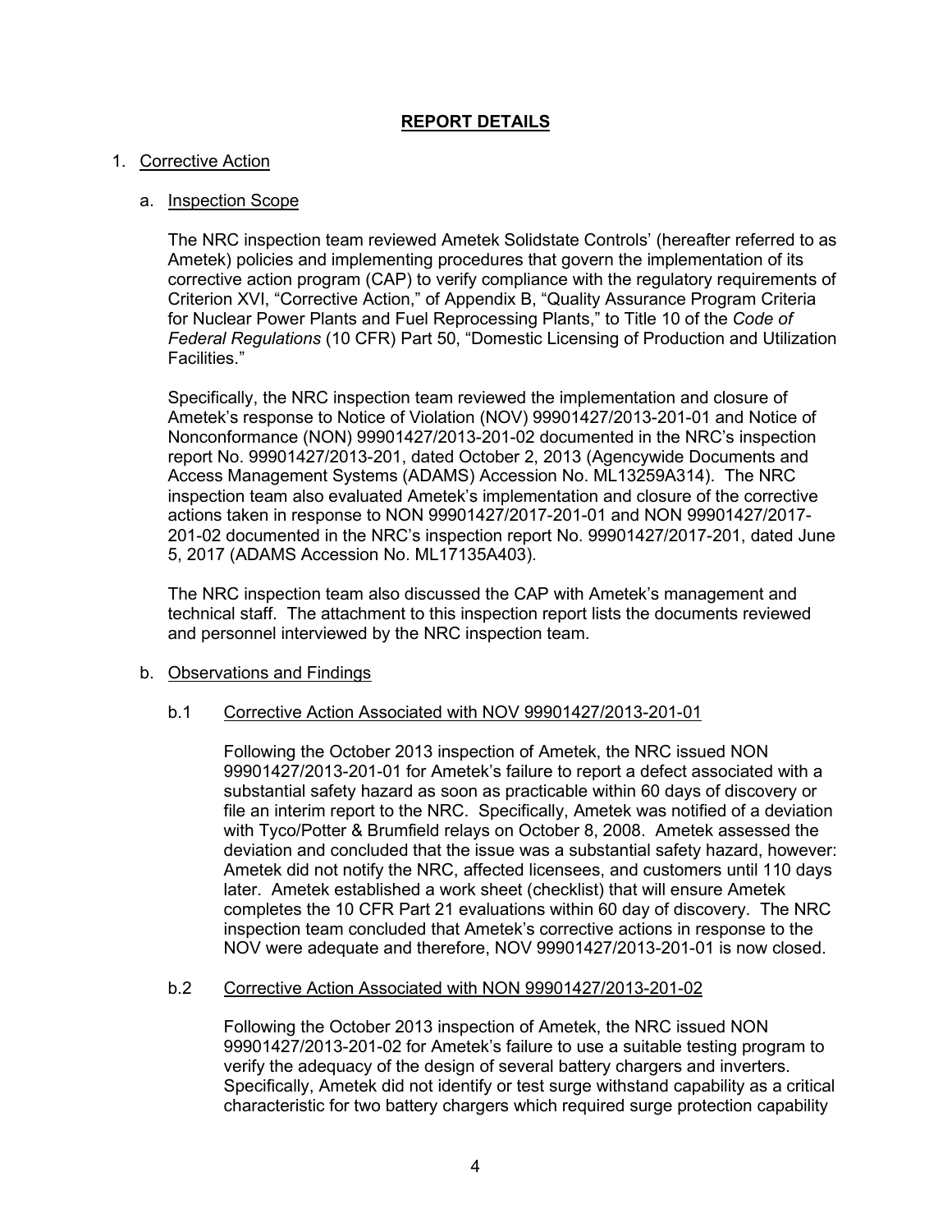# REPORT DETAILS

1. Corrective Action

   a. Inspection Scope

   The NRC inspection team reviewed Ametek Solidstate Controls' (hereafter referred to as Ametek) policies and implementing procedures that govern the implementation of its corrective action program (CAP) to verify compliance with the regulatory requirements of Criterion XVI, "Corrective Action," of Appendix B, "Quality Assurance Program Criteria for Nuclear Power Plants and Fuel Reprocessing Plants," to Title 10 of the *Code of Federal Regulations* (10 CFR) Part 50, "Domestic Licensing of Production and Utilization Facilities."

   Specifically, the NRC inspection team reviewed the implementation and closure of Ametek's response to Notice of Violation (NOV) 99901427/2013-201-01 and Notice of Nonconformance (NON) 99901427/2013-201-02 documented in the NRC's inspection report No. 99901427/2013-201, dated October 2, 2013 (Agencywide Documents and Access Management Systems (ADAMS) Accession No. ML13259A314). The NRC inspection team also evaluated Ametek's implementation and closure of the corrective actions taken in response to NON 99901427/2017-201-01 and NON 99901427/2017-201-02 documented in the NRC's inspection report No. 99901427/2017-201, dated June 5, 2017 (ADAMS Accession No. ML17135A403).

   The NRC inspection team also discussed the CAP with Ametek's management and technical staff. The attachment to this inspection report lists the documents reviewed and personnel interviewed by the NRC inspection team.

   b. Observations and Findings

   b.1 Corrective Action Associated with NOV 99901427/2013-201-01

   Following the October 2013 inspection of Ametek, the NRC issued NON 99901427/2013-201-01 for Ametek's failure to report a defect associated with a substantial safety hazard as soon as practicable within 60 days of discovery or file an interim report to the NRC. Specifically, Ametek was notified of a deviation with Tyco/Potter & Brumfield relays on October 8, 2008. Ametek assessed the deviation and concluded that the issue was a substantial safety hazard, however: Ametek did not notify the NRC, affected licensees, and customers until 110 days later. Ametek established a work sheet (checklist) that will ensure Ametek completes the 10 CFR Part 21 evaluations within 60 day of discovery. The NRC inspection team concluded that Ametek's corrective actions in response to the NOV were adequate and therefore, NOV 99901427/2013-201-01 is now closed.

   b.2 Corrective Action Associated with NON 99901427/2013-201-02

   Following the October 2013 inspection of Ametek, the NRC issued NON 99901427/2013-201-02 for Ametek's failure to use a suitable testing program to verify the adequacy of the design of several battery chargers and inverters. Specifically, Ametek did not identify or test surge withstand capability as a critical characteristic for two battery chargers which required surge protection capability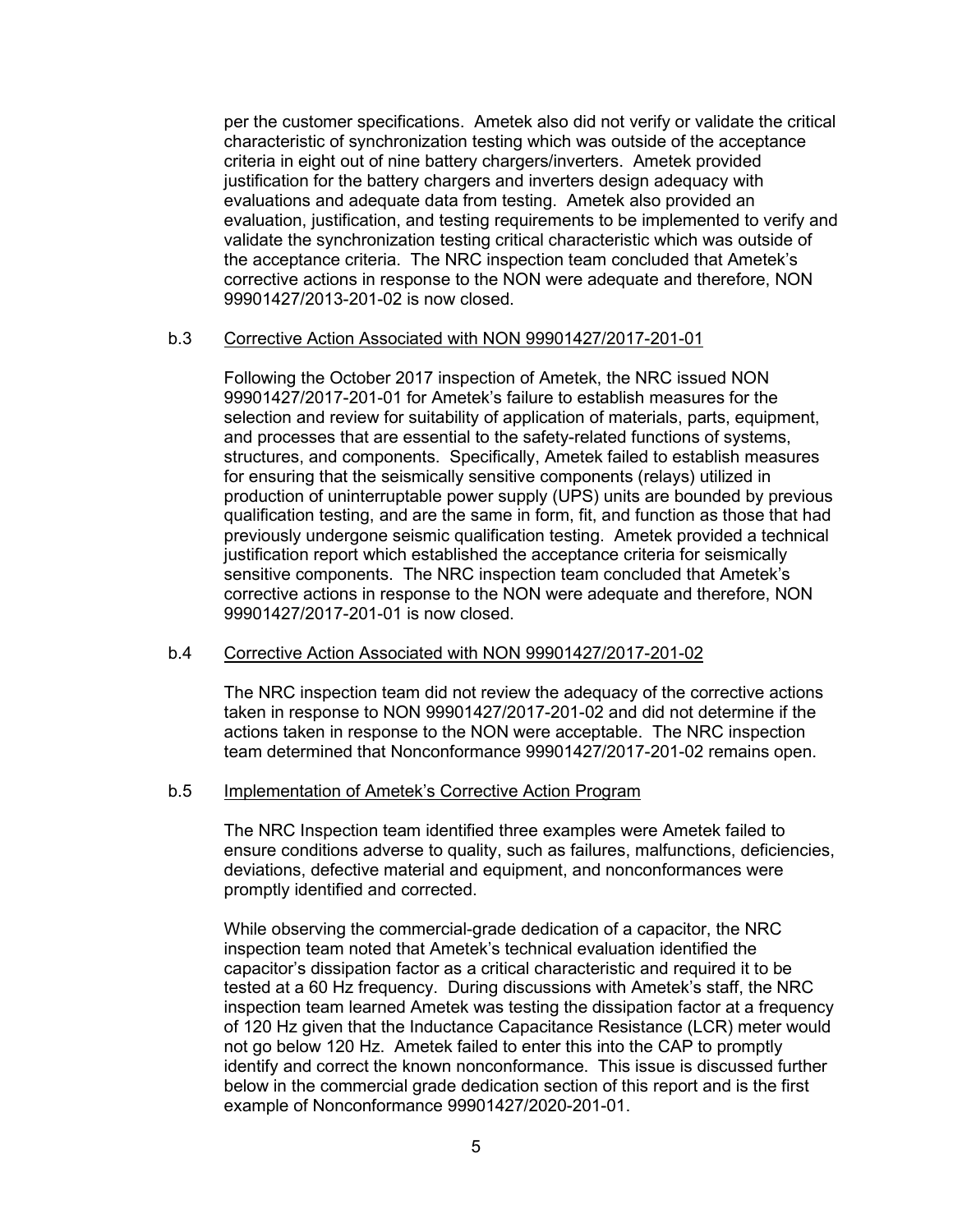per the customer specifications. Ametek also did not verify or validate the critical characteristic of synchronization testing which was outside of the acceptance criteria in eight out of nine battery chargers/inverters. Ametek provided justification for the battery chargers and inverters design adequacy with evaluations and adequate data from testing. Ametek also provided an evaluation, justification, and testing requirements to be implemented to verify and validate the synchronization testing critical characteristic which was outside of the acceptance criteria. The NRC inspection team concluded that Ametek's corrective actions in response to the NON were adequate and therefore, NON 99901427/2013-201-02 is now closed.

b.3 Corrective Action Associated with NON 99901427/2017-201-01

Following the October 2017 inspection of Ametek, the NRC issued NON 99901427/2017-201-01 for Ametek's failure to establish measures for the selection and review for suitability of application of materials, parts, equipment, and processes that are essential to the safety-related functions of systems, structures, and components. Specifically, Ametek failed to establish measures for ensuring that the seismically sensitive components (relays) utilized in production of uninterruptable power supply (UPS) units are bounded by previous qualification testing, and are the same in form, fit, and function as those that had previously undergone seismic qualification testing. Ametek provided a technical justification report which established the acceptance criteria for seismically sensitive components. The NRC inspection team concluded that Ametek's corrective actions in response to the NON were adequate and therefore, NON 99901427/2017-201-01 is now closed.

b.4 Corrective Action Associated with NON 99901427/2017-201-02

The NRC inspection team did not review the adequacy of the corrective actions taken in response to NON 99901427/2017-201-02 and did not determine if the actions taken in response to the NON were acceptable. The NRC inspection team determined that Nonconformance 99901427/2017-201-02 remains open.

b.5 Implementation of Ametek's Corrective Action Program

The NRC Inspection team identified three examples were Ametek failed to ensure conditions adverse to quality, such as failures, malfunctions, deficiencies, deviations, defective material and equipment, and nonconformances were promptly identified and corrected.

While observing the commercial-grade dedication of a capacitor, the NRC inspection team noted that Ametek's technical evaluation identified the capacitor's dissipation factor as a critical characteristic and required it to be tested at a 60 Hz frequency. During discussions with Ametek's staff, the NRC inspection team learned Ametek was testing the dissipation factor at a frequency of 120 Hz given that the Inductance Capacitance Resistance (LCR) meter would not go below 120 Hz. Ametek failed to enter this into the CAP to promptly identify and correct the known nonconformance. This issue is discussed further below in the commercial grade dedication section of this report and is the first example of Nonconformance 99901427/2020-201-01.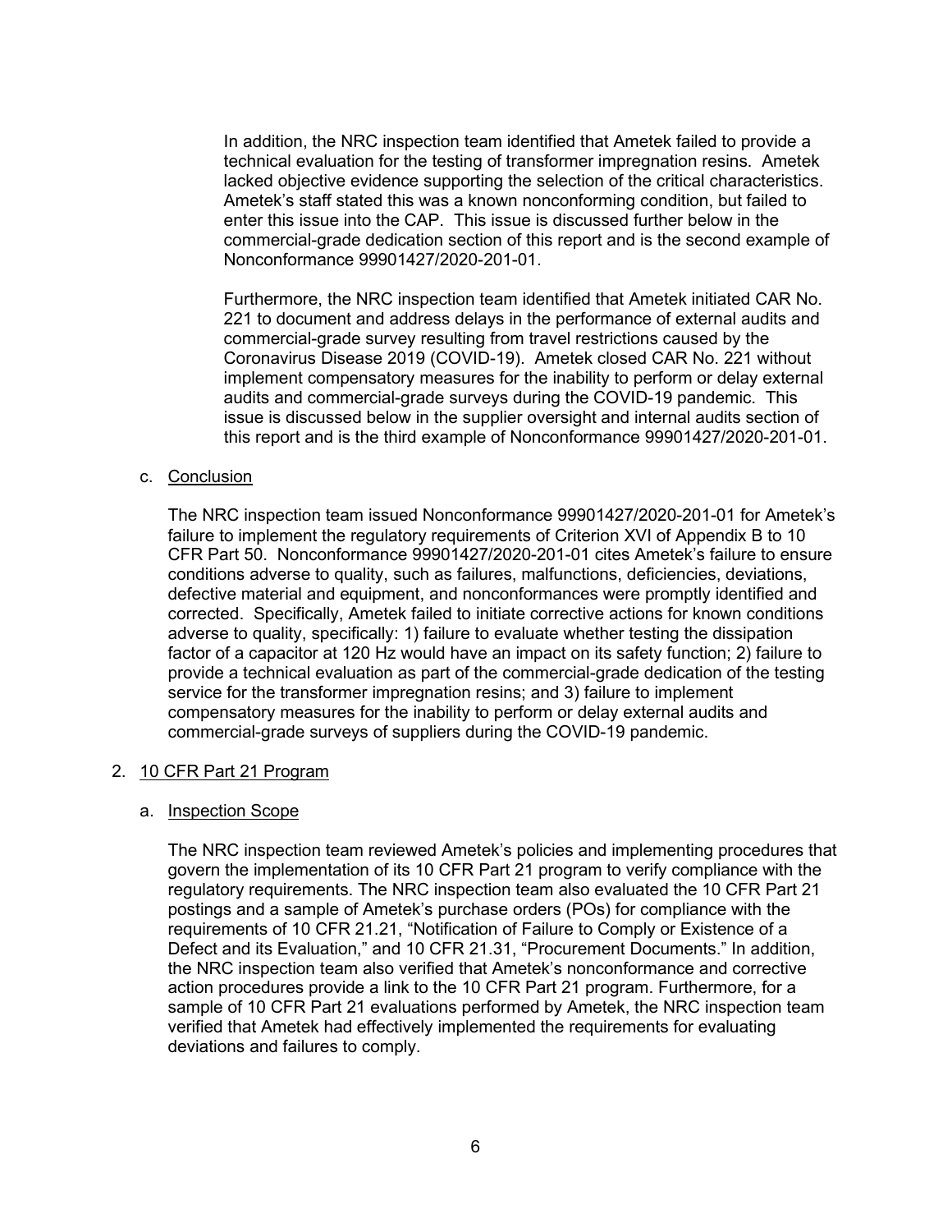In addition, the NRC inspection team identified that Ametek failed to provide a technical evaluation for the testing of transformer impregnation resins. Ametek lacked objective evidence supporting the selection of the critical characteristics. Ametek's staff stated this was a known nonconforming condition, but failed to enter this issue into the CAP. This issue is discussed further below in the commercial-grade dedication section of this report and is the second example of Nonconformance 99901427/2020-201-01.

Furthermore, the NRC inspection team identified that Ametek initiated CAR No. 221 to document and address delays in the performance of external audits and commercial-grade survey resulting from travel restrictions caused by the Coronavirus Disease 2019 (COVID-19). Ametek closed CAR No. 221 without implement compensatory measures for the inability to perform or delay external audits and commercial-grade surveys during the COVID-19 pandemic. This issue is discussed below in the supplier oversight and internal audits section of this report and is the third example of Nonconformance 99901427/2020-201-01.

c. Conclusion

The NRC inspection team issued Nonconformance 99901427/2020-201-01 for Ametek's failure to implement the regulatory requirements of Criterion XVI of Appendix B to 10 CFR Part 50. Nonconformance 99901427/2020-201-01 cites Ametek's failure to ensure conditions adverse to quality, such as failures, malfunctions, deficiencies, deviations, defective material and equipment, and nonconformances were promptly identified and corrected. Specifically, Ametek failed to initiate corrective actions for known conditions adverse to quality, specifically: 1) failure to evaluate whether testing the dissipation factor of a capacitor at 120 Hz would have an impact on its safety function; 2) failure to provide a technical evaluation as part of the commercial-grade dedication of the testing service for the transformer impregnation resins; and 3) failure to implement compensatory measures for the inability to perform or delay external audits and commercial-grade surveys of suppliers during the COVID-19 pandemic.

2. 10 CFR Part 21 Program

a. Inspection Scope

The NRC inspection team reviewed Ametek's policies and implementing procedures that govern the implementation of its 10 CFR Part 21 program to verify compliance with the regulatory requirements. The NRC inspection team also evaluated the 10 CFR Part 21 postings and a sample of Ametek's purchase orders (POs) for compliance with the requirements of 10 CFR 21.21, "Notification of Failure to Comply or Existence of a Defect and its Evaluation," and 10 CFR 21.31, "Procurement Documents." In addition, the NRC inspection team also verified that Ametek's nonconformance and corrective action procedures provide a link to the 10 CFR Part 21 program. Furthermore, for a sample of 10 CFR Part 21 evaluations performed by Ametek, the NRC inspection team verified that Ametek had effectively implemented the requirements for evaluating deviations and failures to comply.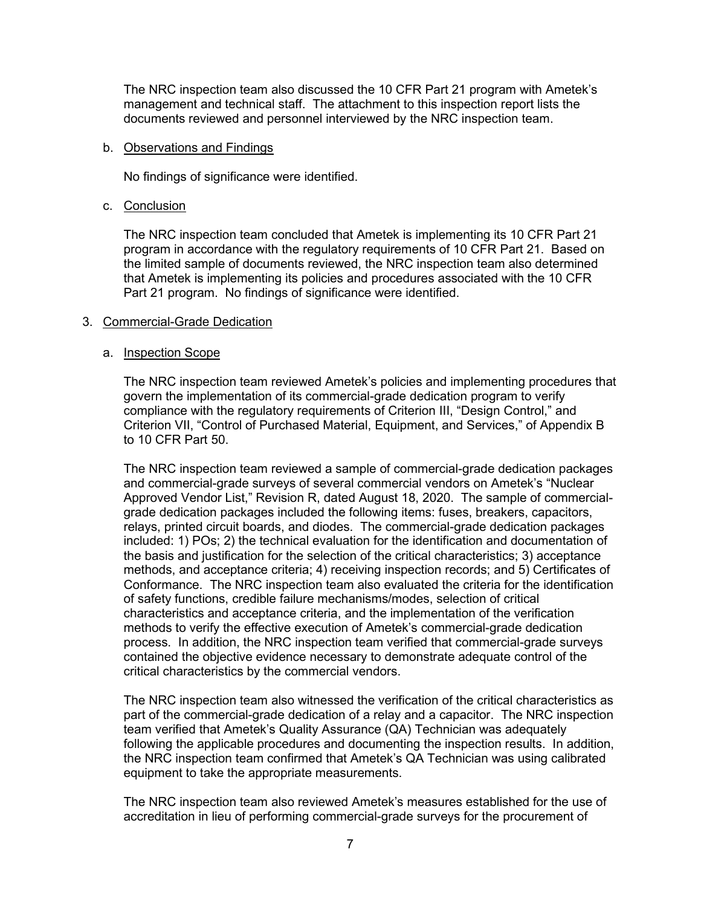The NRC inspection team also discussed the 10 CFR Part 21 program with Ametek's management and technical staff. The attachment to this inspection report lists the documents reviewed and personnel interviewed by the NRC inspection team.

b. Observations and Findings

No findings of significance were identified.

c. Conclusion

The NRC inspection team concluded that Ametek is implementing its 10 CFR Part 21 program in accordance with the regulatory requirements of 10 CFR Part 21. Based on the limited sample of documents reviewed, the NRC inspection team also determined that Ametek is implementing its policies and procedures associated with the 10 CFR Part 21 program. No findings of significance were identified.

3. Commercial-Grade Dedication

a. Inspection Scope

The NRC inspection team reviewed Ametek's policies and implementing procedures that govern the implementation of its commercial-grade dedication program to verify compliance with the regulatory requirements of Criterion III, "Design Control," and Criterion VII, "Control of Purchased Material, Equipment, and Services," of Appendix B to 10 CFR Part 50.

The NRC inspection team reviewed a sample of commercial-grade dedication packages and commercial-grade surveys of several commercial vendors on Ametek's "Nuclear Approved Vendor List," Revision R, dated August 18, 2020. The sample of commercial-grade dedication packages included the following items: fuses, breakers, capacitors, relays, printed circuit boards, and diodes. The commercial-grade dedication packages included: 1) POs; 2) the technical evaluation for the identification and documentation of the basis and justification for the selection of the critical characteristics; 3) acceptance methods, and acceptance criteria; 4) receiving inspection records; and 5) Certificates of Conformance. The NRC inspection team also evaluated the criteria for the identification of safety functions, credible failure mechanisms/modes, selection of critical characteristics and acceptance criteria, and the implementation of the verification methods to verify the effective execution of Ametek's commercial-grade dedication process. In addition, the NRC inspection team verified that commercial-grade surveys contained the objective evidence necessary to demonstrate adequate control of the critical characteristics by the commercial vendors.

The NRC inspection team also witnessed the verification of the critical characteristics as part of the commercial-grade dedication of a relay and a capacitor. The NRC inspection team verified that Ametek's Quality Assurance (QA) Technician was adequately following the applicable procedures and documenting the inspection results. In addition, the NRC inspection team confirmed that Ametek's QA Technician was using calibrated equipment to take the appropriate measurements.

The NRC inspection team also reviewed Ametek's measures established for the use of accreditation in lieu of performing commercial-grade surveys for the procurement of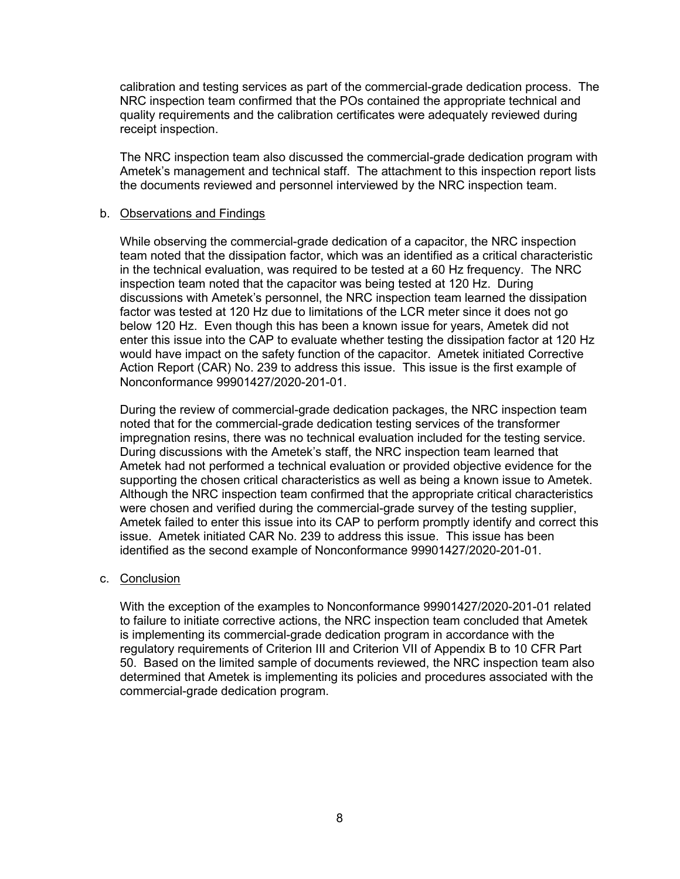calibration and testing services as part of the commercial-grade dedication process. The NRC inspection team confirmed that the POs contained the appropriate technical and quality requirements and the calibration certificates were adequately reviewed during receipt inspection.

The NRC inspection team also discussed the commercial-grade dedication program with Ametek's management and technical staff. The attachment to this inspection report lists the documents reviewed and personnel interviewed by the NRC inspection team.

b. Observations and Findings

While observing the commercial-grade dedication of a capacitor, the NRC inspection team noted that the dissipation factor, which was an identified as a critical characteristic in the technical evaluation, was required to be tested at a 60 Hz frequency. The NRC inspection team noted that the capacitor was being tested at 120 Hz. During discussions with Ametek's personnel, the NRC inspection team learned the dissipation factor was tested at 120 Hz due to limitations of the LCR meter since it does not go below 120 Hz. Even though this has been a known issue for years, Ametek did not enter this issue into the CAP to evaluate whether testing the dissipation factor at 120 Hz would have impact on the safety function of the capacitor. Ametek initiated Corrective Action Report (CAR) No. 239 to address this issue. This issue is the first example of Nonconformance 99901427/2020-201-01.

During the review of commercial-grade dedication packages, the NRC inspection team noted that for the commercial-grade dedication testing services of the transformer impregnation resins, there was no technical evaluation included for the testing service. During discussions with the Ametek's staff, the NRC inspection team learned that Ametek had not performed a technical evaluation or provided objective evidence for the supporting the chosen critical characteristics as well as being a known issue to Ametek. Although the NRC inspection team confirmed that the appropriate critical characteristics were chosen and verified during the commercial-grade survey of the testing supplier, Ametek failed to enter this issue into its CAP to perform promptly identify and correct this issue. Ametek initiated CAR No. 239 to address this issue. This issue has been identified as the second example of Nonconformance 99901427/2020-201-01.

c. Conclusion

With the exception of the examples to Nonconformance 99901427/2020-201-01 related to failure to initiate corrective actions, the NRC inspection team concluded that Ametek is implementing its commercial-grade dedication program in accordance with the regulatory requirements of Criterion III and Criterion VII of Appendix B to 10 CFR Part 50. Based on the limited sample of documents reviewed, the NRC inspection team also determined that Ametek is implementing its policies and procedures associated with the commercial-grade dedication program.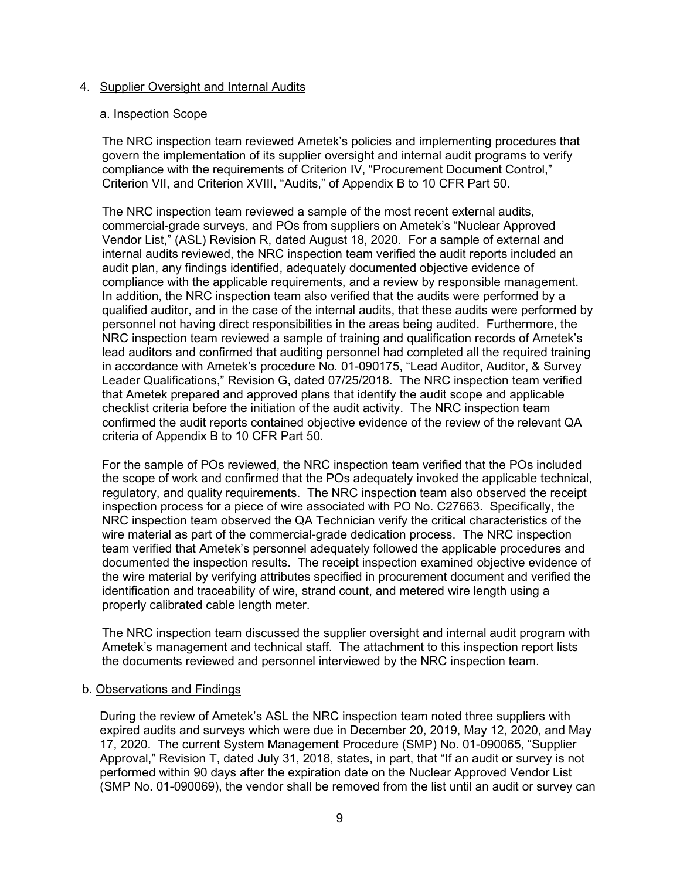4. Supplier Oversight and Internal Audits

a. Inspection Scope

The NRC inspection team reviewed Ametek's policies and implementing procedures that govern the implementation of its supplier oversight and internal audit programs to verify compliance with the requirements of Criterion IV, "Procurement Document Control," Criterion VII, and Criterion XVIII, "Audits," of Appendix B to 10 CFR Part 50.

The NRC inspection team reviewed a sample of the most recent external audits, commercial-grade surveys, and POs from suppliers on Ametek's "Nuclear Approved Vendor List," (ASL) Revision R, dated August 18, 2020. For a sample of external and internal audits reviewed, the NRC inspection team verified the audit reports included an audit plan, any findings identified, adequately documented objective evidence of compliance with the applicable requirements, and a review by responsible management. In addition, the NRC inspection team also verified that the audits were performed by a qualified auditor, and in the case of the internal audits, that these audits were performed by personnel not having direct responsibilities in the areas being audited. Furthermore, the NRC inspection team reviewed a sample of training and qualification records of Ametek's lead auditors and confirmed that auditing personnel had completed all the required training in accordance with Ametek's procedure No. 01-090175, "Lead Auditor, Auditor, & Survey Leader Qualifications," Revision G, dated 07/25/2018. The NRC inspection team verified that Ametek prepared and approved plans that identify the audit scope and applicable checklist criteria before the initiation of the audit activity. The NRC inspection team confirmed the audit reports contained objective evidence of the review of the relevant QA criteria of Appendix B to 10 CFR Part 50.

For the sample of POs reviewed, the NRC inspection team verified that the POs included the scope of work and confirmed that the POs adequately invoked the applicable technical, regulatory, and quality requirements. The NRC inspection team also observed the receipt inspection process for a piece of wire associated with PO No. C27663. Specifically, the NRC inspection team observed the QA Technician verify the critical characteristics of the wire material as part of the commercial-grade dedication process. The NRC inspection team verified that Ametek's personnel adequately followed the applicable procedures and documented the inspection results. The receipt inspection examined objective evidence of the wire material by verifying attributes specified in procurement document and verified the identification and traceability of wire, strand count, and metered wire length using a properly calibrated cable length meter.

The NRC inspection team discussed the supplier oversight and internal audit program with Ametek's management and technical staff. The attachment to this inspection report lists the documents reviewed and personnel interviewed by the NRC inspection team.

b. Observations and Findings

During the review of Ametek's ASL the NRC inspection team noted three suppliers with expired audits and surveys which were due in December 20, 2019, May 12, 2020, and May 17, 2020. The current System Management Procedure (SMP) No. 01-090065, "Supplier Approval," Revision T, dated July 31, 2018, states, in part, that "If an audit or survey is not performed within 90 days after the expiration date on the Nuclear Approved Vendor List (SMP No. 01-090069), the vendor shall be removed from the list until an audit or survey can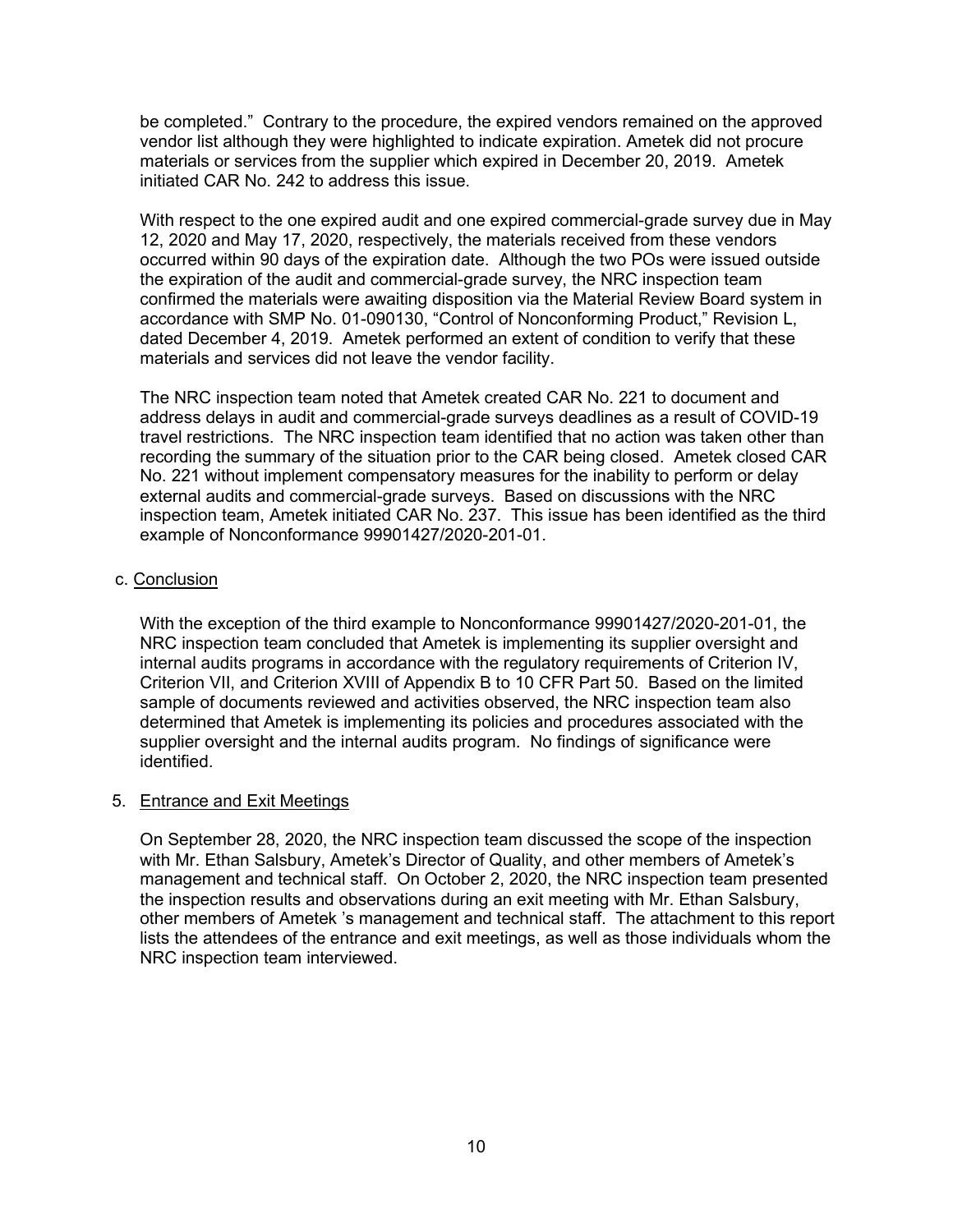be completed." Contrary to the procedure, the expired vendors remained on the approved vendor list although they were highlighted to indicate expiration. Ametek did not procure materials or services from the supplier which expired in December 20, 2019. Ametek initiated CAR No. 242 to address this issue.

With respect to the one expired audit and one expired commercial-grade survey due in May 12, 2020 and May 17, 2020, respectively, the materials received from these vendors occurred within 90 days of the expiration date. Although the two POs were issued outside the expiration of the audit and commercial-grade survey, the NRC inspection team confirmed the materials were awaiting disposition via the Material Review Board system in accordance with SMP No. 01-090130, "Control of Nonconforming Product," Revision L, dated December 4, 2019. Ametek performed an extent of condition to verify that these materials and services did not leave the vendor facility.

The NRC inspection team noted that Ametek created CAR No. 221 to document and address delays in audit and commercial-grade surveys deadlines as a result of COVID-19 travel restrictions. The NRC inspection team identified that no action was taken other than recording the summary of the situation prior to the CAR being closed. Ametek closed CAR No. 221 without implement compensatory measures for the inability to perform or delay external audits and commercial-grade surveys. Based on discussions with the NRC inspection team, Ametek initiated CAR No. 237. This issue has been identified as the third example of Nonconformance 99901427/2020-201-01.

c. Conclusion

With the exception of the third example to Nonconformance 99901427/2020-201-01, the NRC inspection team concluded that Ametek is implementing its supplier oversight and internal audits programs in accordance with the regulatory requirements of Criterion IV, Criterion VII, and Criterion XVIII of Appendix B to 10 CFR Part 50. Based on the limited sample of documents reviewed and activities observed, the NRC inspection team also determined that Ametek is implementing its policies and procedures associated with the supplier oversight and the internal audits program. No findings of significance were identified.

5. Entrance and Exit Meetings

On September 28, 2020, the NRC inspection team discussed the scope of the inspection with Mr. Ethan Salsbury, Ametek's Director of Quality, and other members of Ametek's management and technical staff. On October 2, 2020, the NRC inspection team presented the inspection results and observations during an exit meeting with Mr. Ethan Salsbury, other members of Ametek 's management and technical staff. The attachment to this report lists the attendees of the entrance and exit meetings, as well as those individuals whom the NRC inspection team interviewed.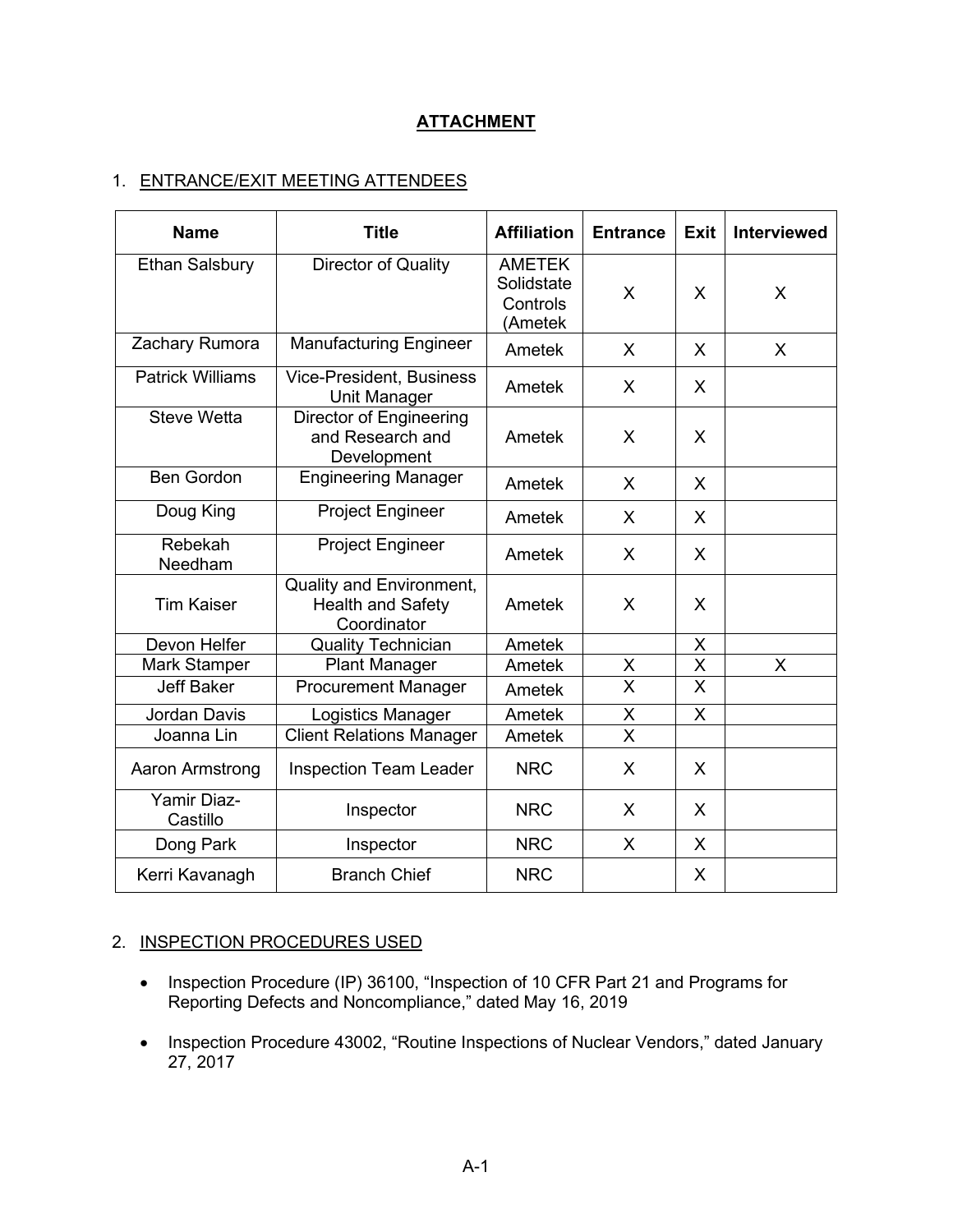# ATTACHMENT

## 1. ENTRANCE/EXIT MEETING ATTENDEES

| Name | Title | Affiliation | Entrance | Exit | Interviewed |
|---|---|---|---|---|---|
| Ethan Salsbury | Director of Quality | AMETEK Solidstate Controls (Ametek | X | X | X |
| Zachary Rumora | Manufacturing Engineer | Ametek | X | X | X |
| Patrick Williams | Vice-President, Business Unit Manager | Ametek | X | X | |
| Steve Wetta | Director of Engineering and Research and Development | Ametek | X | X | |
| Ben Gordon | Engineering Manager | Ametek | X | X | |
| Doug King | Project Engineer | Ametek | X | X | |
| Rebekah Needham | Project Engineer | Ametek | X | X | |
| Tim Kaiser | Quality and Environment, Health and Safety Coordinator | Ametek | X | X | |
| Devon Helfer | Quality Technician | Ametek | | X | |
| Mark Stamper | Plant Manager | Ametek | X | X | X |
| Jeff Baker | Procurement Manager | Ametek | X | X | |
| Jordan Davis | Logistics Manager | Ametek | X | X | |
| Joanna Lin | Client Relations Manager | Ametek | X | | |
| Aaron Armstrong | Inspection Team Leader | NRC | X | X | |
| Yamir Diaz-Castillo | Inspector | NRC | X | X | |
| Dong Park | Inspector | NRC | X | X | |
| Kerri Kavanagh | Branch Chief | NRC | | X | |

## 2. INSPECTION PROCEDURES USED

- Inspection Procedure (IP) 36100, "Inspection of 10 CFR Part 21 and Programs for Reporting Defects and Noncompliance," dated May 16, 2019
- Inspection Procedure 43002, "Routine Inspections of Nuclear Vendors," dated January 27, 2017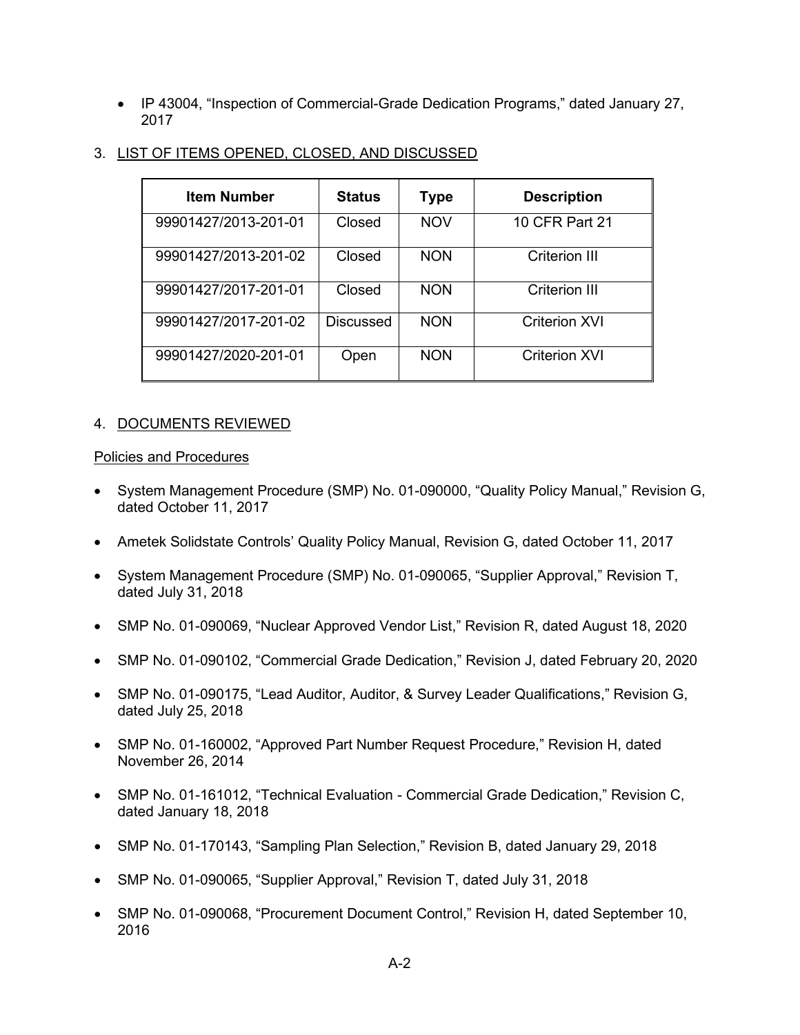- IP 43004, "Inspection of Commercial-Grade Dedication Programs," dated January 27, 2017

3. LIST OF ITEMS OPENED, CLOSED, AND DISCUSSED

| Item Number | Status | Type | Description |
|---|---|---|---|
| 99901427/2013-201-01 | Closed | NOV | 10 CFR Part 21 |
| 99901427/2013-201-02 | Closed | NON | Criterion III |
| 99901427/2017-201-01 | Closed | NON | Criterion III |
| 99901427/2017-201-02 | Discussed | NON | Criterion XVI |
| 99901427/2020-201-01 | Open | NON | Criterion XVI |

4. DOCUMENTS REVIEWED

Policies and Procedures

- System Management Procedure (SMP) No. 01-090000, "Quality Policy Manual," Revision G, dated October 11, 2017
- Ametek Solidstate Controls' Quality Policy Manual, Revision G, dated October 11, 2017
- System Management Procedure (SMP) No. 01-090065, "Supplier Approval," Revision T, dated July 31, 2018
- SMP No. 01-090069, "Nuclear Approved Vendor List," Revision R, dated August 18, 2020
- SMP No. 01-090102, "Commercial Grade Dedication," Revision J, dated February 20, 2020
- SMP No. 01-090175, "Lead Auditor, Auditor, & Survey Leader Qualifications," Revision G, dated July 25, 2018
- SMP No. 01-160002, "Approved Part Number Request Procedure," Revision H, dated November 26, 2014
- SMP No. 01-161012, "Technical Evaluation - Commercial Grade Dedication," Revision C, dated January 18, 2018
- SMP No. 01-170143, "Sampling Plan Selection," Revision B, dated January 29, 2018
- SMP No. 01-090065, "Supplier Approval," Revision T, dated July 31, 2018
- SMP No. 01-090068, "Procurement Document Control," Revision H, dated September 10, 2016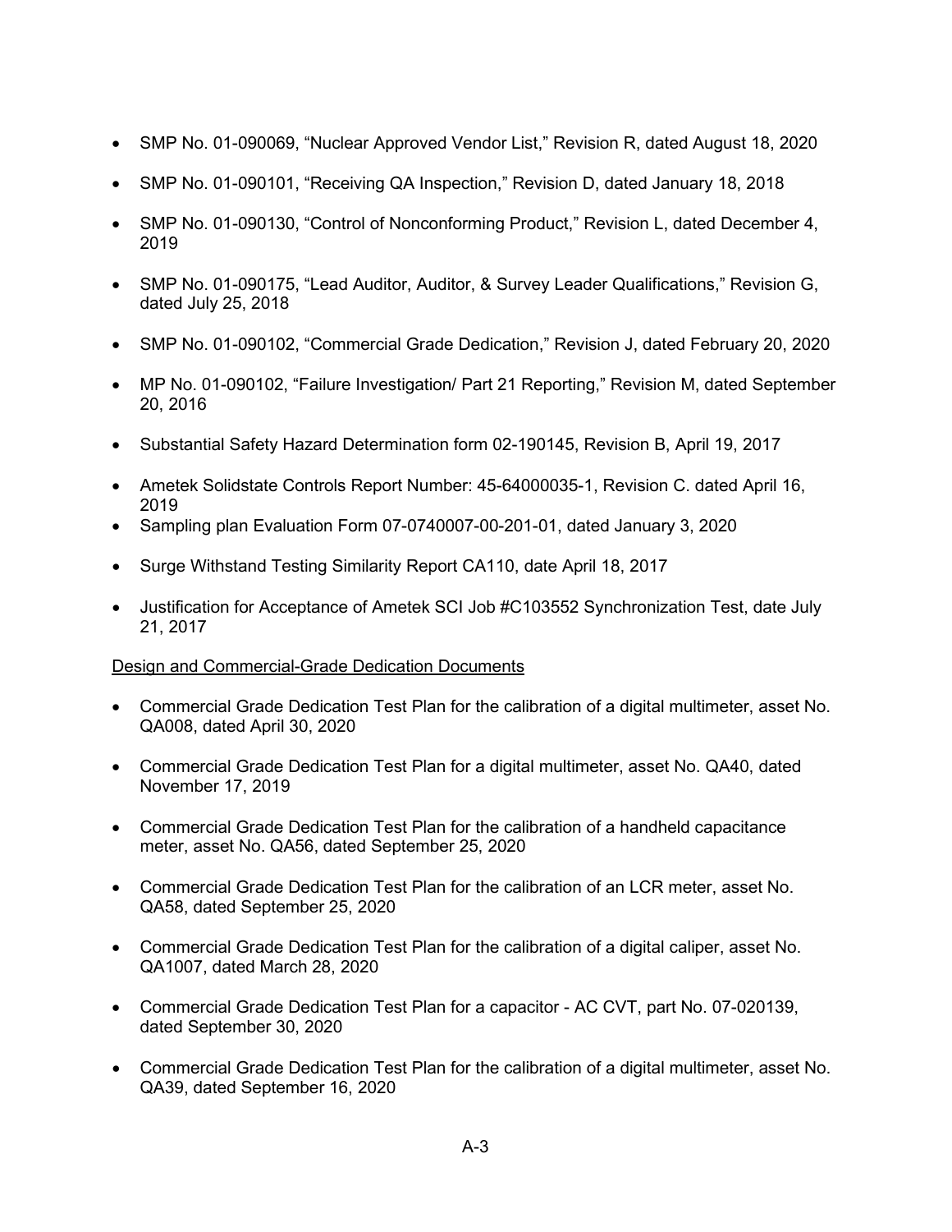- SMP No. 01-090069, "Nuclear Approved Vendor List," Revision R, dated August 18, 2020
- SMP No. 01-090101, "Receiving QA Inspection," Revision D, dated January 18, 2018
- SMP No. 01-090130, "Control of Nonconforming Product," Revision L, dated December 4, 2019
- SMP No. 01-090175, "Lead Auditor, Auditor, & Survey Leader Qualifications," Revision G, dated July 25, 2018
- SMP No. 01-090102, "Commercial Grade Dedication," Revision J, dated February 20, 2020
- MP No. 01-090102, "Failure Investigation/ Part 21 Reporting," Revision M, dated September 20, 2016
- Substantial Safety Hazard Determination form 02-190145, Revision B, April 19, 2017
- Ametek Solidstate Controls Report Number: 45-64000035-1, Revision C. dated April 16, 2019
- Sampling plan Evaluation Form 07-0740007-00-201-01, dated January 3, 2020
- Surge Withstand Testing Similarity Report CA110, date April 18, 2017
- Justification for Acceptance of Ametek SCI Job #C103552 Synchronization Test, date July 21, 2017

<u>Design and Commercial-Grade Dedication Documents</u>

- Commercial Grade Dedication Test Plan for the calibration of a digital multimeter, asset No. QA008, dated April 30, 2020
- Commercial Grade Dedication Test Plan for a digital multimeter, asset No. QA40, dated November 17, 2019
- Commercial Grade Dedication Test Plan for the calibration of a handheld capacitance meter, asset No. QA56, dated September 25, 2020
- Commercial Grade Dedication Test Plan for the calibration of an LCR meter, asset No. QA58, dated September 25, 2020
- Commercial Grade Dedication Test Plan for the calibration of a digital caliper, asset No. QA1007, dated March 28, 2020
- Commercial Grade Dedication Test Plan for a capacitor - AC CVT, part No. 07-020139, dated September 30, 2020
- Commercial Grade Dedication Test Plan for the calibration of a digital multimeter, asset No. QA39, dated September 16, 2020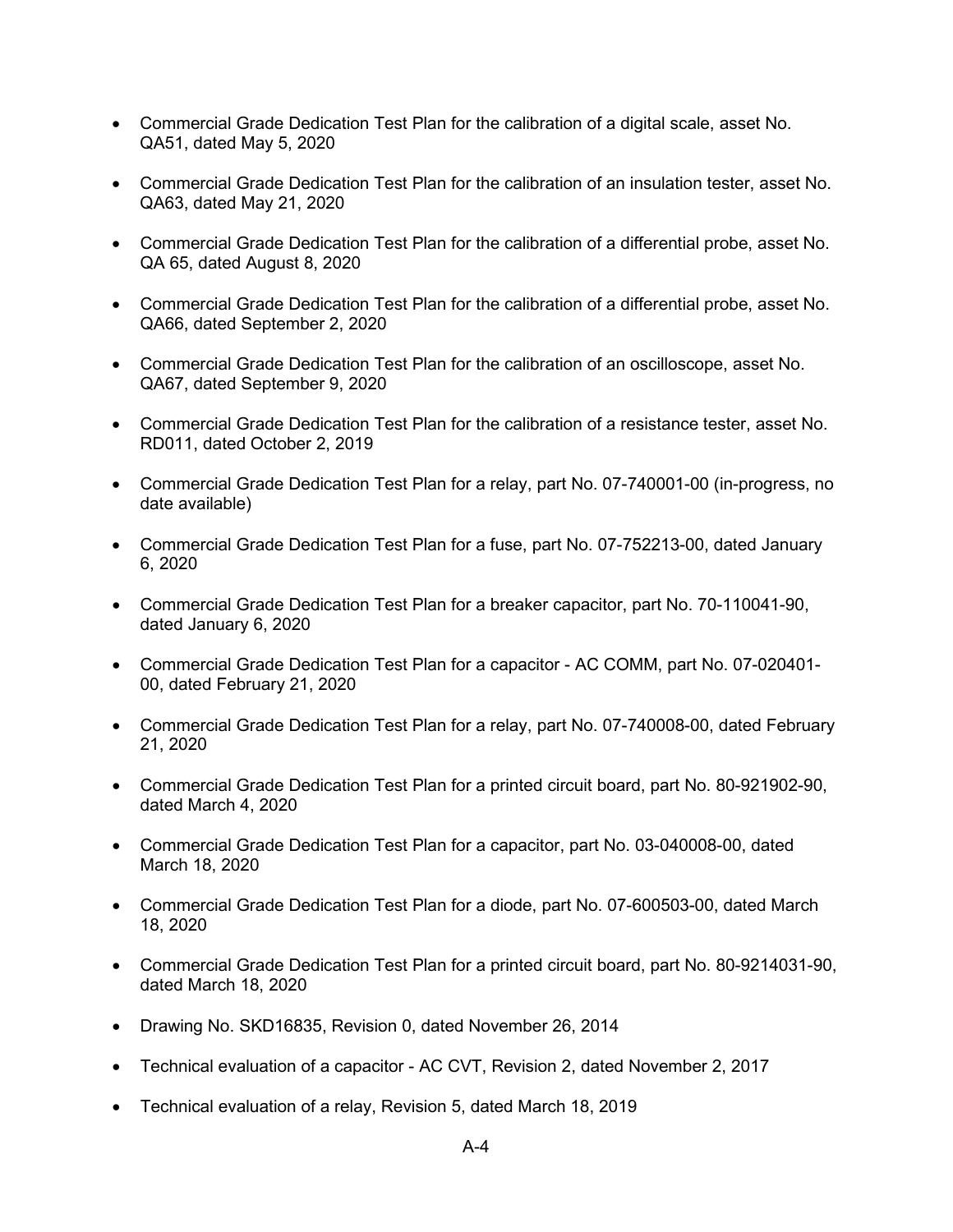- Commercial Grade Dedication Test Plan for the calibration of a digital scale, asset No. QA51, dated May 5, 2020

- Commercial Grade Dedication Test Plan for the calibration of an insulation tester, asset No. QA63, dated May 21, 2020

- Commercial Grade Dedication Test Plan for the calibration of a differential probe, asset No. QA 65, dated August 8, 2020

- Commercial Grade Dedication Test Plan for the calibration of a differential probe, asset No. QA66, dated September 2, 2020

- Commercial Grade Dedication Test Plan for the calibration of an oscilloscope, asset No. QA67, dated September 9, 2020

- Commercial Grade Dedication Test Plan for the calibration of a resistance tester, asset No. RD011, dated October 2, 2019

- Commercial Grade Dedication Test Plan for a relay, part No. 07-740001-00 (in-progress, no date available)

- Commercial Grade Dedication Test Plan for a fuse, part No. 07-752213-00, dated January 6, 2020

- Commercial Grade Dedication Test Plan for a breaker capacitor, part No. 70-110041-90, dated January 6, 2020

- Commercial Grade Dedication Test Plan for a capacitor - AC COMM, part No. 07-020401-00, dated February 21, 2020

- Commercial Grade Dedication Test Plan for a relay, part No. 07-740008-00, dated February 21, 2020

- Commercial Grade Dedication Test Plan for a printed circuit board, part No. 80-921902-90, dated March 4, 2020

- Commercial Grade Dedication Test Plan for a capacitor, part No. 03-040008-00, dated March 18, 2020

- Commercial Grade Dedication Test Plan for a diode, part No. 07-600503-00, dated March 18, 2020

- Commercial Grade Dedication Test Plan for a printed circuit board, part No. 80-9214031-90, dated March 18, 2020

- Drawing No. SKD16835, Revision 0, dated November 26, 2014

- Technical evaluation of a capacitor - AC CVT, Revision 2, dated November 2, 2017

- Technical evaluation of a relay, Revision 5, dated March 18, 2019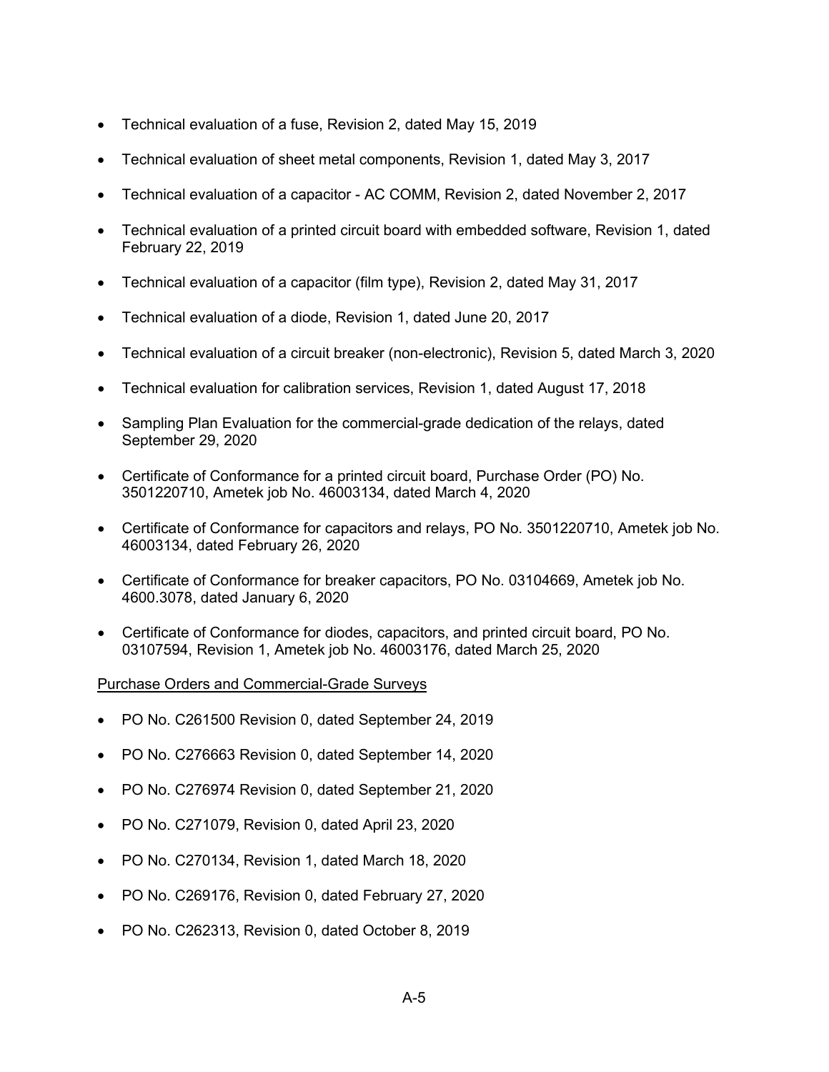- Technical evaluation of a fuse, Revision 2, dated May 15, 2019
- Technical evaluation of sheet metal components, Revision 1, dated May 3, 2017
- Technical evaluation of a capacitor - AC COMM, Revision 2, dated November 2, 2017
- Technical evaluation of a printed circuit board with embedded software, Revision 1, dated February 22, 2019
- Technical evaluation of a capacitor (film type), Revision 2, dated May 31, 2017
- Technical evaluation of a diode, Revision 1, dated June 20, 2017
- Technical evaluation of a circuit breaker (non-electronic), Revision 5, dated March 3, 2020
- Technical evaluation for calibration services, Revision 1, dated August 17, 2018
- Sampling Plan Evaluation for the commercial-grade dedication of the relays, dated September 29, 2020
- Certificate of Conformance for a printed circuit board, Purchase Order (PO) No. 3501220710, Ametek job No. 46003134, dated March 4, 2020
- Certificate of Conformance for capacitors and relays, PO No. 3501220710, Ametek job No. 46003134, dated February 26, 2020
- Certificate of Conformance for breaker capacitors, PO No. 03104669, Ametek job No. 4600.3078, dated January 6, 2020
- Certificate of Conformance for diodes, capacitors, and printed circuit board, PO No. 03107594, Revision 1, Ametek job No. 46003176, dated March 25, 2020

<u>Purchase Orders and Commercial-Grade Surveys</u>

- PO No. C261500 Revision 0, dated September 24, 2019
- PO No. C276663 Revision 0, dated September 14, 2020
- PO No. C276974 Revision 0, dated September 21, 2020
- PO No. C271079, Revision 0, dated April 23, 2020
- PO No. C270134, Revision 1, dated March 18, 2020
- PO No. C269176, Revision 0, dated February 27, 2020
- PO No. C262313, Revision 0, dated October 8, 2019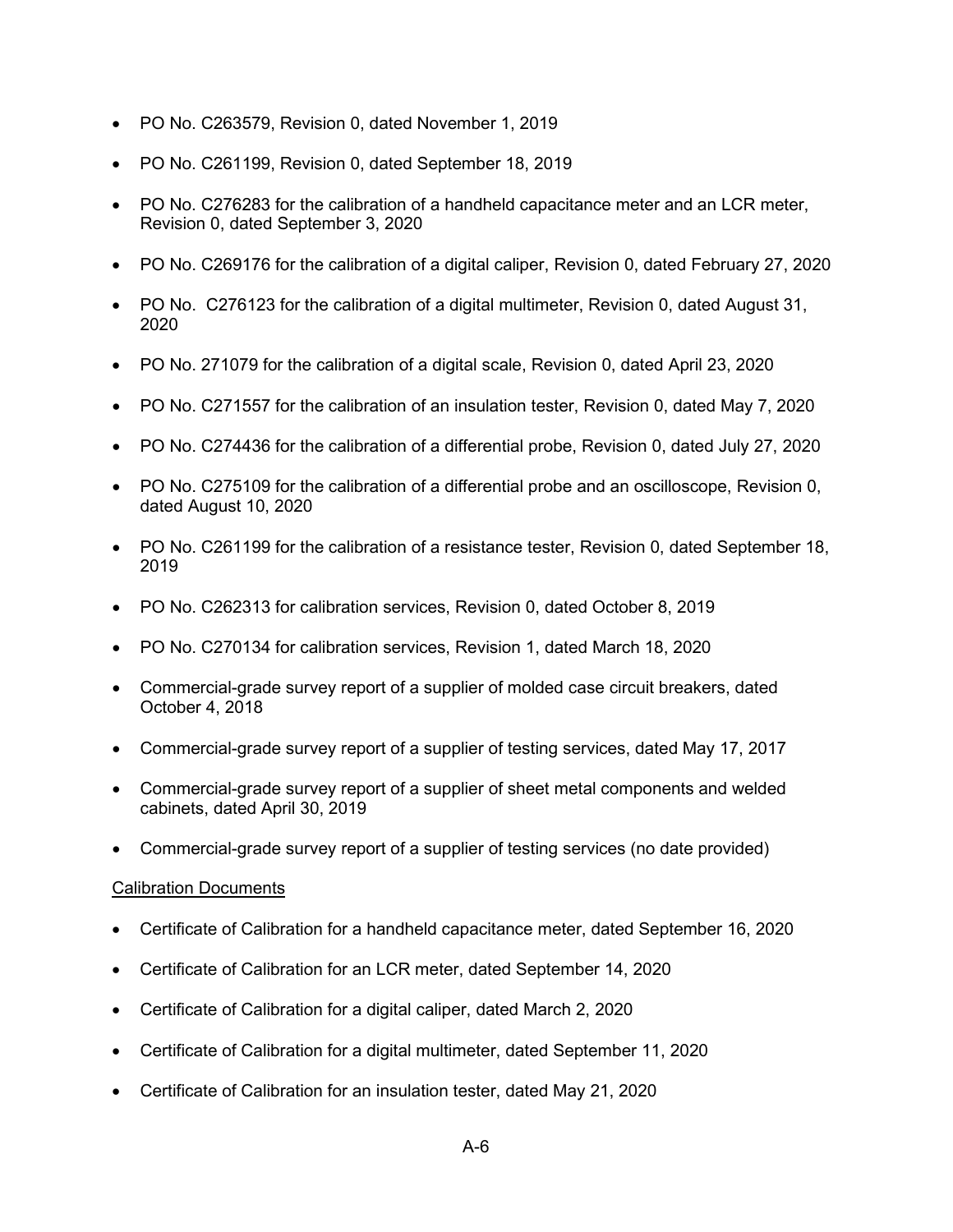- PO No. C263579, Revision 0, dated November 1, 2019
- PO No. C261199, Revision 0, dated September 18, 2019
- PO No. C276283 for the calibration of a handheld capacitance meter and an LCR meter, Revision 0, dated September 3, 2020
- PO No. C269176 for the calibration of a digital caliper, Revision 0, dated February 27, 2020
- PO No. C276123 for the calibration of a digital multimeter, Revision 0, dated August 31, 2020
- PO No. 271079 for the calibration of a digital scale, Revision 0, dated April 23, 2020
- PO No. C271557 for the calibration of an insulation tester, Revision 0, dated May 7, 2020
- PO No. C274436 for the calibration of a differential probe, Revision 0, dated July 27, 2020
- PO No. C275109 for the calibration of a differential probe and an oscilloscope, Revision 0, dated August 10, 2020
- PO No. C261199 for the calibration of a resistance tester, Revision 0, dated September 18, 2019
- PO No. C262313 for calibration services, Revision 0, dated October 8, 2019
- PO No. C270134 for calibration services, Revision 1, dated March 18, 2020
- Commercial-grade survey report of a supplier of molded case circuit breakers, dated October 4, 2018
- Commercial-grade survey report of a supplier of testing services, dated May 17, 2017
- Commercial-grade survey report of a supplier of sheet metal components and welded cabinets, dated April 30, 2019
- Commercial-grade survey report of a supplier of testing services (no date provided)

Calibration Documents

- Certificate of Calibration for a handheld capacitance meter, dated September 16, 2020
- Certificate of Calibration for an LCR meter, dated September 14, 2020
- Certificate of Calibration for a digital caliper, dated March 2, 2020
- Certificate of Calibration for a digital multimeter, dated September 11, 2020
- Certificate of Calibration for an insulation tester, dated May 21, 2020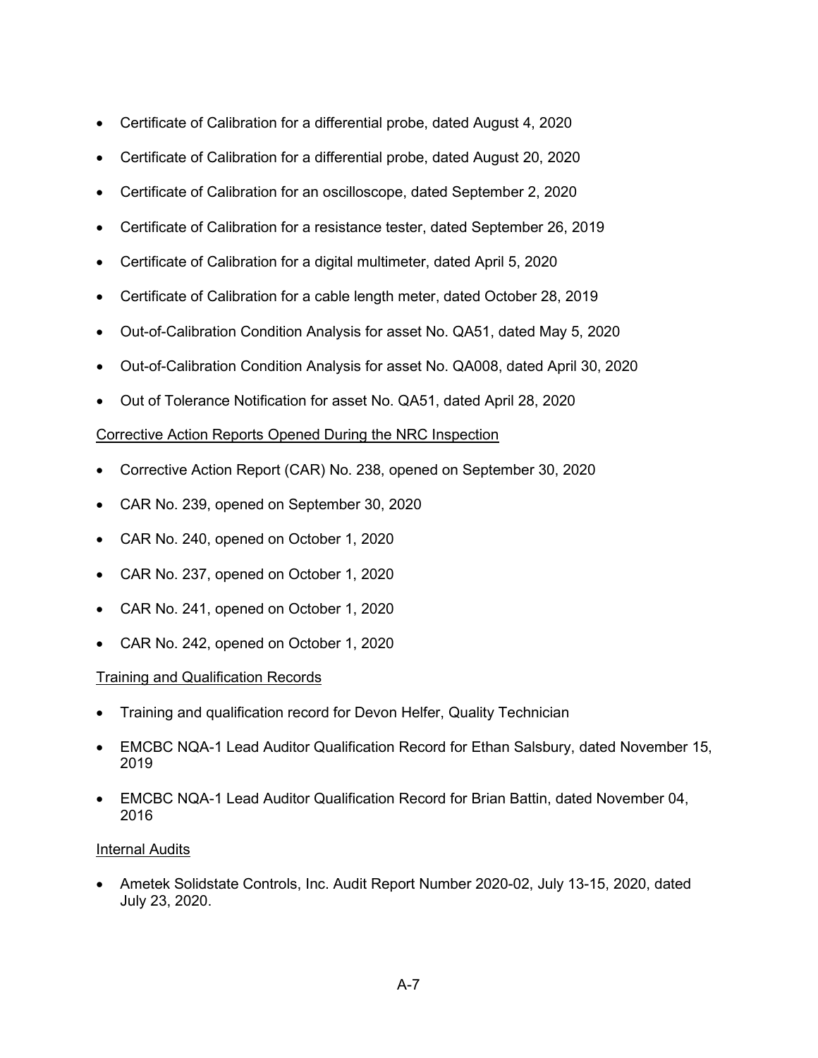- Certificate of Calibration for a differential probe, dated August 4, 2020
- Certificate of Calibration for a differential probe, dated August 20, 2020
- Certificate of Calibration for an oscilloscope, dated September 2, 2020
- Certificate of Calibration for a resistance tester, dated September 26, 2019
- Certificate of Calibration for a digital multimeter, dated April 5, 2020
- Certificate of Calibration for a cable length meter, dated October 28, 2019
- Out-of-Calibration Condition Analysis for asset No. QA51, dated May 5, 2020
- Out-of-Calibration Condition Analysis for asset No. QA008, dated April 30, 2020
- Out of Tolerance Notification for asset No. QA51, dated April 28, 2020

Corrective Action Reports Opened During the NRC Inspection

- Corrective Action Report (CAR) No. 238, opened on September 30, 2020
- CAR No. 239, opened on September 30, 2020
- CAR No. 240, opened on October 1, 2020
- CAR No. 237, opened on October 1, 2020
- CAR No. 241, opened on October 1, 2020
- CAR No. 242, opened on October 1, 2020

Training and Qualification Records

- Training and qualification record for Devon Helfer, Quality Technician
- EMCBC NQA-1 Lead Auditor Qualification Record for Ethan Salsbury, dated November 15, 2019
- EMCBC NQA-1 Lead Auditor Qualification Record for Brian Battin, dated November 04, 2016

Internal Audits

- Ametek Solidstate Controls, Inc. Audit Report Number 2020-02, July 13-15, 2020, dated July 23, 2020.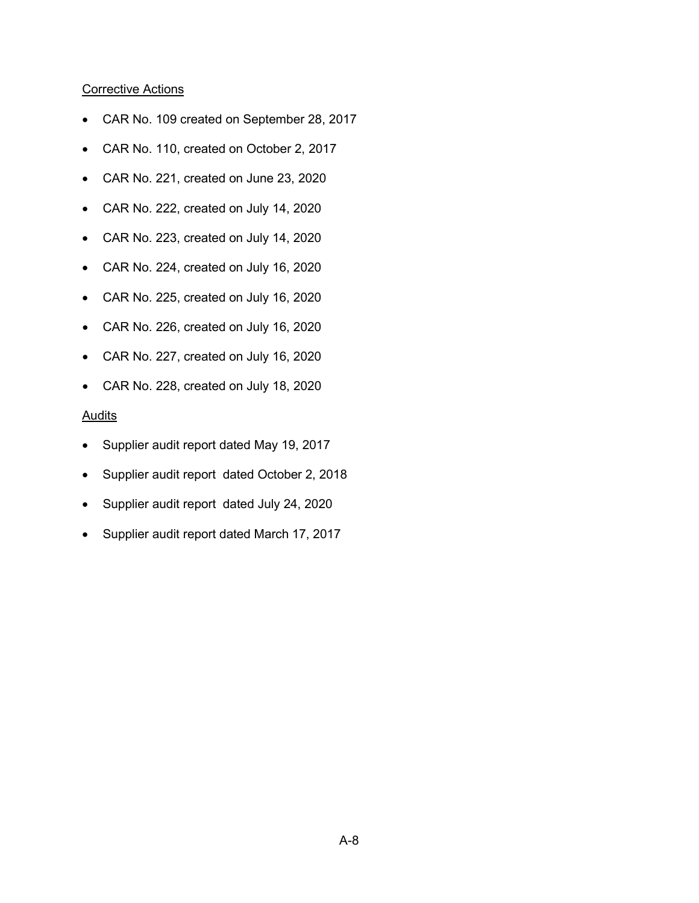Corrective Actions

- CAR No. 109 created on September 28, 2017
- CAR No. 110, created on October 2, 2017
- CAR No. 221, created on June 23, 2020
- CAR No. 222, created on July 14, 2020
- CAR No. 223, created on July 14, 2020
- CAR No. 224, created on July 16, 2020
- CAR No. 225, created on July 16, 2020
- CAR No. 226, created on July 16, 2020
- CAR No. 227, created on July 16, 2020
- CAR No. 228, created on July 18, 2020

Audits

- Supplier audit report dated May 19, 2017
- Supplier audit report dated October 2, 2018
- Supplier audit report dated July 24, 2020
- Supplier audit report dated March 17, 2017